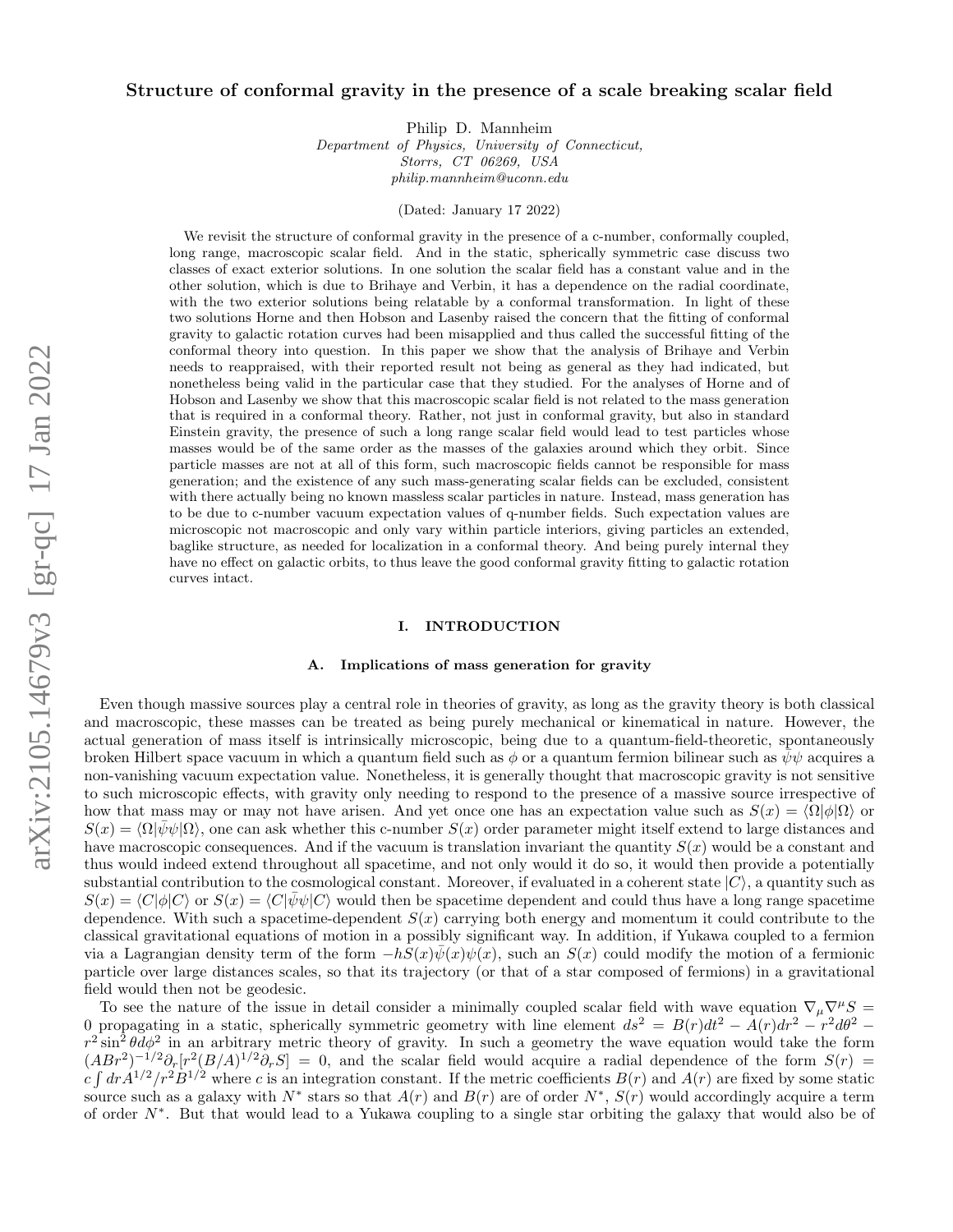# Structure of conformal gravity in the presence of a scale breaking scalar field

Philip D. Mannheim
*Department of Physics, University of Connecticut,*
*Storrs, CT 06269, USA*
*philip.mannheim@uconn.edu*

(Dated: January 17 2022)

We revisit the structure of conformal gravity in the presence of a c-number, conformally coupled, long range, macroscopic scalar field. And in the static, spherically symmetric case discuss two classes of exact exterior solutions. In one solution the scalar field has a constant value and in the other solution, which is due to Brihaye and Verbin, it has a dependence on the radial coordinate, with the two exterior solutions being relatable by a conformal transformation. In light of these two solutions Horne and then Hobson and Lasenby raised the concern that the fitting of conformal gravity to galactic rotation curves had been misapplied and thus called the successful fitting of the conformal theory into question. In this paper we show that the analysis of Brihaye and Verbin needs to reappraised, with their reported result not being as general as they had indicated, but nonetheless being valid in the particular case that they studied. For the analyses of Horne and of Hobson and Lasenby we show that this macroscopic scalar field is not related to the mass generation that is required in a conformal theory. Rather, not just in conformal gravity, but also in standard Einstein gravity, the presence of such a long range scalar field would lead to test particles whose masses would be of the same order as the masses of the galaxies around which they orbit. Since particle masses are not at all of this form, such macroscopic fields cannot be responsible for mass generation; and the existence of any such mass-generating scalar fields can be excluded, consistent with there actually being no known massless scalar particles in nature. Instead, mass generation has to be due to c-number vacuum expectation values of q-number fields. Such expectation values are microscopic not macroscopic and only vary within particle interiors, giving particles an extended, baglike structure, as needed for localization in a conformal theory. And being purely internal they have no effect on galactic orbits, to thus leave the good conformal gravity fitting to galactic rotation curves intact.

## I. INTRODUCTION

### A. Implications of mass generation for gravity

Even though massive sources play a central role in theories of gravity, as long as the gravity theory is both classical and macroscopic, these masses can be treated as being purely mechanical or kinematical in nature. However, the actual generation of mass itself is intrinsically microscopic, being due to a quantum-field-theoretic, spontaneously broken Hilbert space vacuum in which a quantum field such as $\phi$ or a quantum fermion bilinear such as $\bar{\psi}\psi$ acquires a non-vanishing vacuum expectation value. Nonetheless, it is generally thought that macroscopic gravity is not sensitive to such microscopic effects, with gravity only needing to respond to the presence of a massive source irrespective of how that mass may or may not have arisen. And yet once one has an expectation value such as $S(x) = \langle\Omega|\phi|\Omega\rangle$ or $S(x) = \langle\Omega|\bar{\psi}\psi|\Omega\rangle$, one can ask whether this c-number $S(x)$ order parameter might itself extend to large distances and have macroscopic consequences. And if the vacuum is translation invariant the quantity $S(x)$ would be a constant and thus would indeed extend throughout all spacetime, and not only would it do so, it would then provide a potentially substantial contribution to the cosmological constant. Moreover, if evaluated in a coherent state $|C\rangle$, a quantity such as $S(x) = \langle C|\phi|C\rangle$ or $S(x) = \langle C|\bar{\psi}\psi|C\rangle$ would then be spacetime dependent and could thus have a long range spacetime dependence. With such a spacetime-dependent $S(x)$ carrying both energy and momentum it could contribute to the classical gravitational equations of motion in a possibly significant way. In addition, if Yukawa coupled to a fermion via a Lagrangian density term of the form $-hS(x)\bar{\psi}(x)\psi(x)$, such an $S(x)$ could modify the motion of a fermionic particle over large distances scales, so that its trajectory (or that of a star composed of fermions) in a gravitational field would then not be geodesic.

To see the nature of the issue in detail consider a minimally coupled scalar field with wave equation $\nabla_\mu\nabla^\mu S = 0$ propagating in a static, spherically symmetric geometry with line element $ds^2 = B(r)dt^2 - A(r)dr^2 - r^2d\theta^2 - r^2\sin^2\theta d\phi^2$ in an arbitrary metric theory of gravity. In such a geometry the wave equation would take the form $(ABr^2)^{-1/2}\partial_r[r^2(B/A)^{1/2}\partial_r S] = 0$, and the scalar field would acquire a radial dependence of the form $S(r) = c\int dr A^{1/2}/r^2B^{1/2}$ where $c$ is an integration constant. If the metric coefficients $B(r)$ and $A(r)$ are fixed by some static source such as a galaxy with $N^*$ stars so that $A(r)$ and $B(r)$ are of order $N^*$, $S(r)$ would accordingly acquire a term of order $N^*$. But that would lead to a Yukawa coupling to a single star orbiting the galaxy that would also be of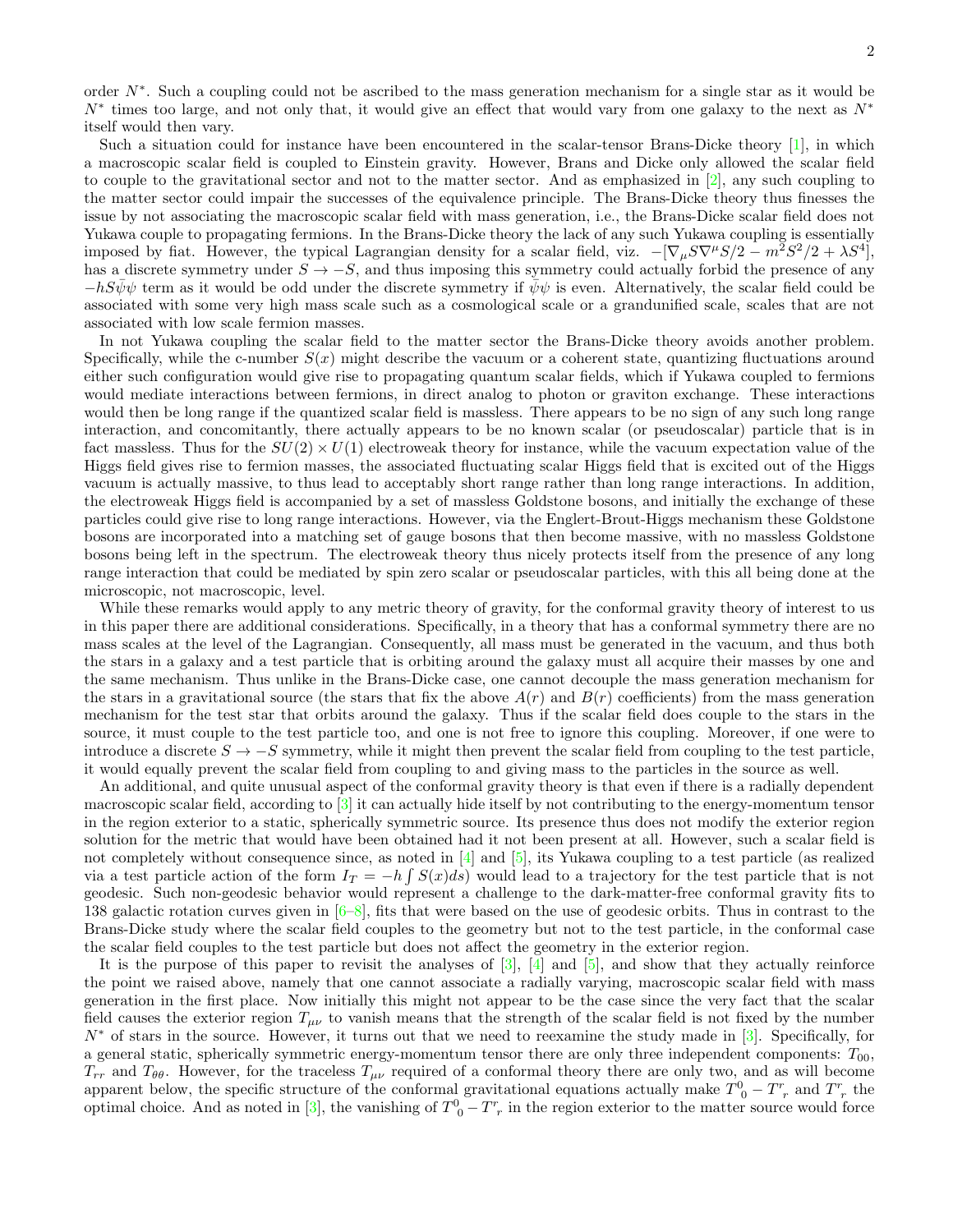order $N^*$. Such a coupling could not be ascribed to the mass generation mechanism for a single star as it would be $N^*$ times too large, and not only that, it would give an effect that would vary from one galaxy to the next as $N^*$ itself would then vary.

Such a situation could for instance have been encountered in the scalar-tensor Brans-Dicke theory [1], in which a macroscopic scalar field is coupled to Einstein gravity. However, Brans and Dicke only allowed the scalar field to couple to the gravitational sector and not to the matter sector. And as emphasized in [2], any such coupling to the matter sector could impair the successes of the equivalence principle. The Brans-Dicke theory thus finesses the issue by not associating the macroscopic scalar field with mass generation, i.e., the Brans-Dicke scalar field does not Yukawa couple to propagating fermions. In the Brans-Dicke theory the lack of any such Yukawa coupling is essentially imposed by fiat. However, the typical Lagrangian density for a scalar field, viz. $-[\nabla_\mu S\nabla^\mu S/2 - m^2S^2/2 + \lambda S^4]$, has a discrete symmetry under $S \to -S$, and thus imposing this symmetry could actually forbid the presence of any $-hS\bar{\psi}\psi$ term as it would be odd under the discrete symmetry if $\bar{\psi}\psi$ is even. Alternatively, the scalar field could be associated with some very high mass scale such as a cosmological scale or a grandunified scale, scales that are not associated with low scale fermion masses.

In not Yukawa coupling the scalar field to the matter sector the Brans-Dicke theory avoids another problem. Specifically, while the c-number $S(x)$ might describe the vacuum or a coherent state, quantizing fluctuations around either such configuration would give rise to propagating quantum scalar fields, which if Yukawa coupled to fermions would mediate interactions between fermions, in direct analog to photon or graviton exchange. These interactions would then be long range if the quantized scalar field is massless. There appears to be no sign of any such long range interaction, and concomitantly, there actually appears to be no known scalar (or pseudoscalar) particle that is in fact massless. Thus for the $SU(2) \times U(1)$ electroweak theory for instance, while the vacuum expectation value of the Higgs field gives rise to fermion masses, the associated fluctuating scalar Higgs field that is excited out of the Higgs vacuum is actually massive, to thus lead to acceptably short range rather than long range interactions. In addition, the electroweak Higgs field is accompanied by a set of massless Goldstone bosons, and initially the exchange of these particles could give rise to long range interactions. However, via the Englert-Brout-Higgs mechanism these Goldstone bosons are incorporated into a matching set of gauge bosons that then become massive, with no massless Goldstone bosons being left in the spectrum. The electroweak theory thus nicely protects itself from the presence of any long range interaction that could be mediated by spin zero scalar or pseudoscalar particles, with this all being done at the microscopic, not macroscopic, level.

While these remarks would apply to any metric theory of gravity, for the conformal gravity theory of interest to us in this paper there are additional considerations. Specifically, in a theory that has a conformal symmetry there are no mass scales at the level of the Lagrangian. Consequently, all mass must be generated in the vacuum, and thus both the stars in a galaxy and a test particle that is orbiting around the galaxy must all acquire their masses by one and the same mechanism. Thus unlike in the Brans-Dicke case, one cannot decouple the mass generation mechanism for the stars in a gravitational source (the stars that fix the above $A(r)$ and $B(r)$ coefficients) from the mass generation mechanism for the test star that orbits around the galaxy. Thus if the scalar field does couple to the stars in the source, it must couple to the test particle too, and one is not free to ignore this coupling. Moreover, if one were to introduce a discrete $S \to -S$ symmetry, while it might then prevent the scalar field from coupling to the test particle, it would equally prevent the scalar field from coupling to and giving mass to the particles in the source as well.

An additional, and quite unusual aspect of the conformal gravity theory is that even if there is a radially dependent macroscopic scalar field, according to [3] it can actually hide itself by not contributing to the energy-momentum tensor in the region exterior to a static, spherically symmetric source. Its presence thus does not modify the exterior region solution for the metric that would have been obtained had it not been present at all. However, such a scalar field is not completely without consequence since, as noted in [4] and [5], its Yukawa coupling to a test particle (as realized via a test particle action of the form $I_T = -h\int S(x)ds$) would lead to a trajectory for the test particle that is not geodesic. Such non-geodesic behavior would represent a challenge to the dark-matter-free conformal gravity fits to 138 galactic rotation curves given in [6–8], fits that were based on the use of geodesic orbits. Thus in contrast to the Brans-Dicke study where the scalar field couples to the geometry but not to the test particle, in the conformal case the scalar field couples to the test particle but does not affect the geometry in the exterior region.

It is the purpose of this paper to revisit the analyses of [3], [4] and [5], and show that they actually reinforce the point we raised above, namely that one cannot associate a radially varying, macroscopic scalar field with mass generation in the first place. Now initially this might not appear to be the case since the very fact that the scalar field causes the exterior region $T_{\mu\nu}$ to vanish means that the strength of the scalar field is not fixed by the number $N^*$ of stars in the source. However, it turns out that we need to reexamine the study made in [3]. Specifically, for a general static, spherically symmetric energy-momentum tensor there are only three independent components: $T_{00}$, $T_{rr}$ and $T_{\theta\theta}$. However, for the traceless $T_{\mu\nu}$ required of a conformal theory there are only two, and as will become apparent below, the specific structure of the conformal gravitational equations actually make $T^0_{\ 0} - T^r_{\ r}$ and $T^r_{\ r}$ the optimal choice. And as noted in [3], the vanishing of $T^0_{\ 0} - T^r_{\ r}$ in the region exterior to the matter source would force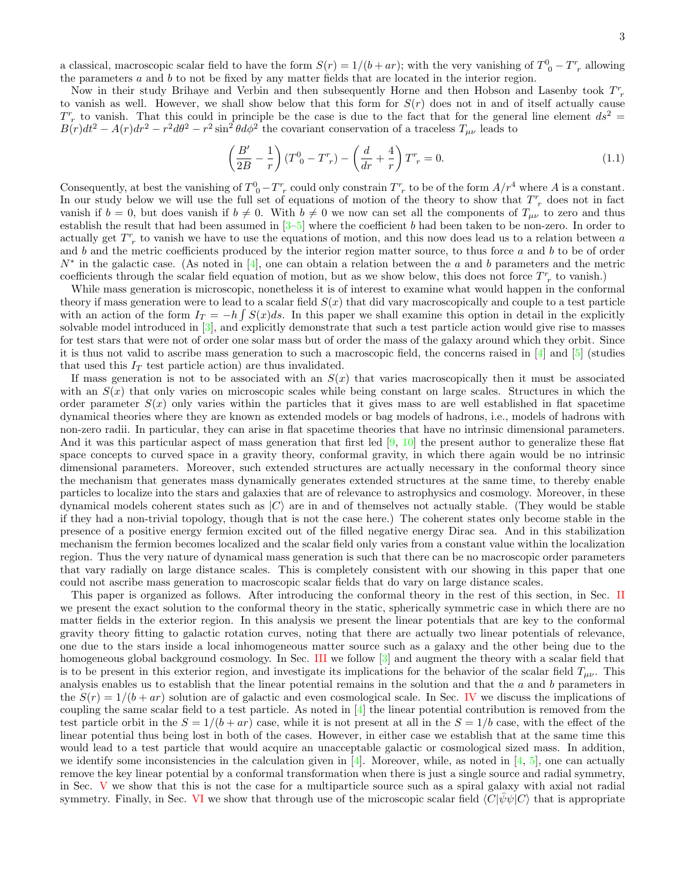a classical, macroscopic scalar field to have the form $S(r) = 1/(b + ar)$; with the very vanishing of $T^0_{\ 0} - T^r_{\ r}$ allowing the parameters $a$ and $b$ to not be fixed by any matter fields that are located in the interior region.

Now in their study Brihaye and Verbin and then subsequently Horne and then Hobson and Lasenby took $T^r_{\ r}$ to vanish as well. However, we shall show below that this form for $S(r)$ does not in and of itself actually cause $T^r_{\ r}$ to vanish. That this could in principle be the case is due to the fact that for the general line element $ds^2 = B(r)dt^2 - A(r)dr^2 - r^2 d\theta^2 - r^2 \sin^2\theta d\phi^2$ the covariant conservation of a traceless $T_{\mu\nu}$ leads to

$$\left(\frac{B'}{2B} - \frac{1}{r}\right)(T^0_{\ 0} - T^r_{\ r}) - \left(\frac{d}{dr} + \frac{4}{r}\right)T^r_{\ r} = 0. \tag{1.1}$$

Consequently, at best the vanishing of $T^0_{\ 0} - T^r_{\ r}$ could only constrain $T^r_{\ r}$ to be of the form $A/r^4$ where $A$ is a constant. In our study below we will use the full set of equations of motion of the theory to show that $T^r_{\ r}$ does not in fact vanish if $b = 0$, but does vanish if $b \neq 0$. With $b \neq 0$ we now can set all the components of $T_{\mu\nu}$ to zero and thus establish the result that had been assumed in [3–5] where the coefficient $b$ had been taken to be non-zero. In order to actually get $T^r_{\ r}$ to vanish we have to use the equations of motion, and this now does lead us to a relation between $a$ and $b$ and the metric coefficients produced by the interior region matter source, to thus force $a$ and $b$ to be of order $N^*$ in the galactic case. (As noted in [4], one can obtain a relation between the $a$ and $b$ parameters and the metric coefficients through the scalar field equation of motion, but as we show below, this does not force $T^r_{\ r}$ to vanish.)

While mass generation is microscopic, nonetheless it is of interest to examine what would happen in the conformal theory if mass generation were to lead to a scalar field $S(x)$ that did vary macroscopically and couple to a test particle with an action of the form $I_T = -h\int S(x)ds$. In this paper we shall examine this option in detail in the explicitly solvable model introduced in [3], and explicitly demonstrate that such a test particle action would give rise to masses for test stars that were not of order one solar mass but of order the mass of the galaxy around which they orbit. Since it is thus not valid to ascribe mass generation to such a macroscopic field, the concerns raised in [4] and [5] (studies that used this $I_T$ test particle action) are thus invalidated.

If mass generation is not to be associated with an $S(x)$ that varies macroscopically then it must be associated with an $S(x)$ that only varies on microscopic scales while being constant on large scales. Structures in which the order parameter $S(x)$ only varies within the particles that it gives mass to are well established in flat spacetime dynamical theories where they are known as extended models or bag models of hadrons, i.e., models of hadrons with non-zero radii. In particular, they can arise in flat spacetime theories that have no intrinsic dimensional parameters. And it was this particular aspect of mass generation that first led [9, 10] the present author to generalize these flat space concepts to curved space in a gravity theory, conformal gravity, in which there again would be no intrinsic dimensional parameters. Moreover, such extended structures are actually necessary in the conformal theory since the mechanism that generates mass dynamically generates extended structures at the same time, to thereby enable particles to localize into the stars and galaxies that are of relevance to astrophysics and cosmology. Moreover, in these dynamical models coherent states such as $|C\rangle$ are in and of themselves not actually stable. (They would be stable if they had a non-trivial topology, though that is not the case here.) The coherent states only become stable in the presence of a positive energy fermion excited out of the filled negative energy Dirac sea. And in this stabilization mechanism the fermion becomes localized and the scalar field only varies from a constant value within the localization region. Thus the very nature of dynamical mass generation is such that there can be no macroscopic order parameters that vary radially on large distance scales. This is completely consistent with our showing in this paper that one could not ascribe mass generation to macroscopic scalar fields that do vary on large distance scales.

This paper is organized as follows. After introducing the conformal theory in the rest of this section, in Sec. II we present the exact solution to the conformal theory in the static, spherically symmetric case in which there are no matter fields in the exterior region. In this analysis we present the linear potentials that are key to the conformal gravity theory fitting to galactic rotation curves, noting that there are actually two linear potentials of relevance, one due to the stars inside a local inhomogeneous matter source such as a galaxy and the other being due to the homogeneous global background cosmology. In Sec. III we follow [3] and augment the theory with a scalar field that is to be present in this exterior region, and investigate its implications for the behavior of the scalar field $T_{\mu\nu}$. This analysis enables us to establish that the linear potential remains in the solution and that the $a$ and $b$ parameters in the $S(r) = 1/(b + ar)$ solution are of galactic and even cosmological scale. In Sec. IV we discuss the implications of coupling the same scalar field to a test particle. As noted in [4] the linear potential contribution is removed from the test particle orbit in the $S = 1/(b + ar)$ case, while it is not present at all in the $S = 1/b$ case, with the effect of the linear potential thus being lost in both of the cases. However, in either case we establish that at the same time this would lead to a test particle that would acquire an unacceptable galactic or cosmological sized mass. In addition, we identify some inconsistencies in the calculation given in [4]. Moreover, while, as noted in [4, 5], one can actually remove the key linear potential by a conformal transformation when there is just a single source and radial symmetry, in Sec. V we show that this is not the case for a multiparticle source such as a spiral galaxy with axial not radial symmetry. Finally, in Sec. VI we show that through use of the microscopic scalar field $\langle C|\bar{\psi}\psi|C\rangle$ that is appropriate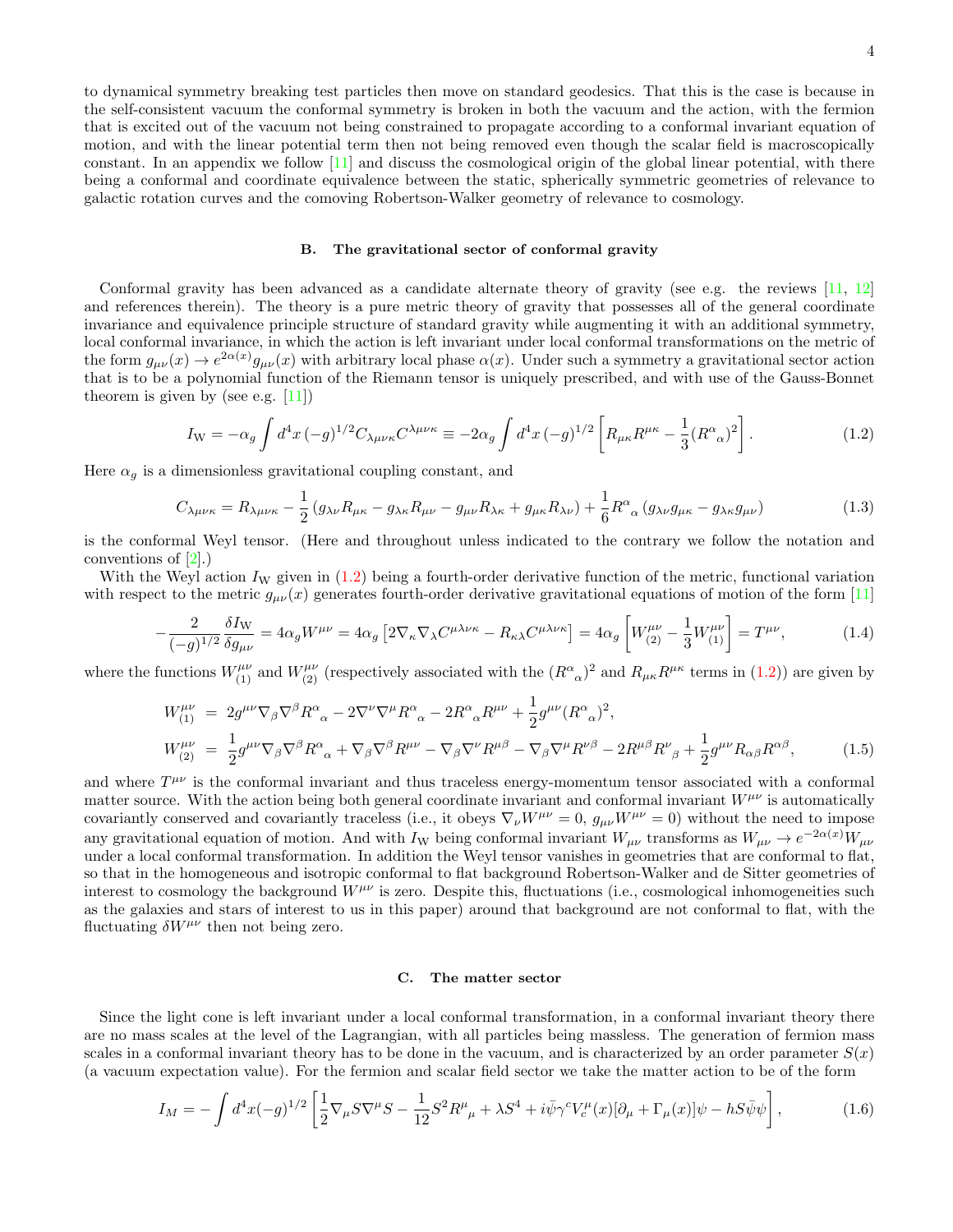to dynamical symmetry breaking test particles then move on standard geodesics. That this is the case is because in the self-consistent vacuum the conformal symmetry is broken in both the vacuum and the action, with the fermion that is excited out of the vacuum not being constrained to propagate according to a conformal invariant equation of motion, and with the linear potential term then not being removed even though the scalar field is macroscopically constant. In an appendix we follow [11] and discuss the cosmological origin of the global linear potential, with there being a conformal and coordinate equivalence between the static, spherically symmetric geometries of relevance to galactic rotation curves and the comoving Robertson-Walker geometry of relevance to cosmology.

### B. The gravitational sector of conformal gravity

Conformal gravity has been advanced as a candidate alternate theory of gravity (see e.g. the reviews [11, 12] and references therein). The theory is a pure metric theory of gravity that possesses all of the general coordinate invariance and equivalence principle structure of standard gravity while augmenting it with an additional symmetry, local conformal invariance, in which the action is left invariant under local conformal transformations on the metric of the form $g_{\mu\nu}(x) \to e^{2\alpha(x)}g_{\mu\nu}(x)$ with arbitrary local phase $\alpha(x)$. Under such a symmetry a gravitational sector action that is to be a polynomial function of the Riemann tensor is uniquely prescribed, and with use of the Gauss-Bonnet theorem is given by (see e.g. [11])

$$I_{\rm W} = -\alpha_g \int d^4x\,(-g)^{1/2} C_{\lambda\mu\nu\kappa}C^{\lambda\mu\nu\kappa} \equiv -2\alpha_g \int d^4x\,(-g)^{1/2}\left[R_{\mu\kappa}R^{\mu\kappa} - \frac{1}{3}(R^{\alpha}{}_{\alpha})^2\right]. \tag{1.2}$$

Here $\alpha_g$ is a dimensionless gravitational coupling constant, and

$$C_{\lambda\mu\nu\kappa} = R_{\lambda\mu\nu\kappa} - \frac{1}{2}\left(g_{\lambda\nu}R_{\mu\kappa} - g_{\lambda\kappa}R_{\mu\nu} - g_{\mu\nu}R_{\lambda\kappa} + g_{\mu\kappa}R_{\lambda\nu}\right) + \frac{1}{6}R^{\alpha}{}_{\alpha}\left(g_{\lambda\nu}g_{\mu\kappa} - g_{\lambda\kappa}g_{\mu\nu}\right) \tag{1.3}$$

is the conformal Weyl tensor. (Here and throughout unless indicated to the contrary we follow the notation and conventions of [2].)

With the Weyl action $I_{\rm W}$ given in (1.2) being a fourth-order derivative function of the metric, functional variation with respect to the metric $g_{\mu\nu}(x)$ generates fourth-order derivative gravitational equations of motion of the form [11]

$$-\frac{2}{(-g)^{1/2}}\frac{\delta I_{\rm W}}{\delta g_{\mu\nu}} = 4\alpha_g W^{\mu\nu} = 4\alpha_g\left[2\nabla_\kappa\nabla_\lambda C^{\mu\lambda\nu\kappa} - R_{\kappa\lambda}C^{\mu\lambda\nu\kappa}\right] = 4\alpha_g\left[W^{\mu\nu}_{(2)} - \frac{1}{3}W^{\mu\nu}_{(1)}\right] = T^{\mu\nu}, \tag{1.4}$$

where the functions $W^{\mu\nu}_{(1)}$ and $W^{\mu\nu}_{(2)}$ (respectively associated with the $(R^{\alpha}{}_{\alpha})^2$ and $R_{\mu\kappa}R^{\mu\kappa}$ terms in (1.2)) are given by

$$\begin{aligned}
W^{\mu\nu}_{(1)} &= 2g^{\mu\nu}\nabla_\beta\nabla^\beta R^{\alpha}{}_{\alpha} - 2\nabla^\nu\nabla^\mu R^{\alpha}{}_{\alpha} - 2R^{\alpha}{}_{\alpha}R^{\mu\nu} + \frac{1}{2}g^{\mu\nu}(R^{\alpha}{}_{\alpha})^2, \\
W^{\mu\nu}_{(2)} &= \frac{1}{2}g^{\mu\nu}\nabla_\beta\nabla^\beta R^{\alpha}{}_{\alpha} + \nabla_\beta\nabla^\beta R^{\mu\nu} - \nabla_\beta\nabla^\nu R^{\mu\beta} - \nabla_\beta\nabla^\mu R^{\nu\beta} - 2R^{\mu\beta}R^{\nu}{}_{\beta} + \frac{1}{2}g^{\mu\nu}R_{\alpha\beta}R^{\alpha\beta},
\end{aligned} \tag{1.5}$$

and where $T^{\mu\nu}$ is the conformal invariant and thus traceless energy-momentum tensor associated with a conformal matter source. With the action being both general coordinate invariant and conformal invariant $W^{\mu\nu}$ is automatically covariantly conserved and covariantly traceless (i.e., it obeys $\nabla_\nu W^{\mu\nu} = 0$, $g_{\mu\nu}W^{\mu\nu} = 0$) without the need to impose any gravitational equation of motion. And with $I_{\rm W}$ being conformal invariant $W_{\mu\nu}$ transforms as $W_{\mu\nu} \to e^{-2\alpha(x)}W_{\mu\nu}$ under a local conformal transformation. In addition the Weyl tensor vanishes in geometries that are conformal to flat, so that in the homogeneous and isotropic conformal to flat background Robertson-Walker and de Sitter geometries of interest to cosmology the background $W^{\mu\nu}$ is zero. Despite this, fluctuations (i.e., cosmological inhomogeneities such as the galaxies and stars of interest to us in this paper) around that background are not conformal to flat, with the fluctuating $\delta W^{\mu\nu}$ then not being zero.

### C. The matter sector

Since the light cone is left invariant under a local conformal transformation, in a conformal invariant theory there are no mass scales at the level of the Lagrangian, with all particles being massless. The generation of fermion mass scales in a conformal invariant theory has to be done in the vacuum, and is characterized by an order parameter $S(x)$ (a vacuum expectation value). For the fermion and scalar field sector we take the matter action to be of the form

$$I_M = -\int d^4x(-g)^{1/2}\left[\frac{1}{2}\nabla_\mu S\nabla^\mu S - \frac{1}{12}S^2R^{\mu}{}_{\mu} + \lambda S^4 + i\bar{\psi}\gamma^c V^{\mu}_c(x)[\partial_\mu + \Gamma_\mu(x)]\psi - hS\bar{\psi}\psi\right], \tag{1.6}$$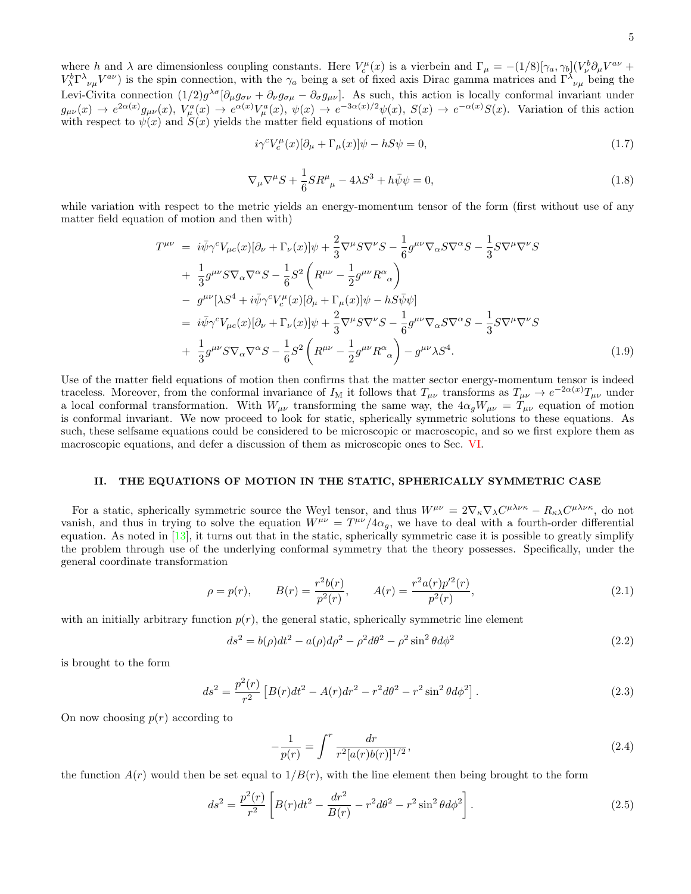where $h$ and $\lambda$ are dimensionless coupling constants. Here $V^\mu_c(x)$ is a vierbein and $\Gamma_\mu = -(1/8)[\gamma_a, \gamma_b](V^b_\nu \partial_\mu V^{a\nu} + V^b_\lambda \Gamma^\lambda{}_{\nu\mu} V^{a\nu})$ is the spin connection, with the $\gamma_a$ being a set of fixed axis Dirac gamma matrices and $\Gamma^\lambda{}_{\nu\mu}$ being the Levi-Civita connection $(1/2)g^{\lambda\sigma}[\partial_\mu g_{\sigma\nu} + \partial_\nu g_{\sigma\mu} - \partial_\sigma g_{\mu\nu}]$. As such, this action is locally conformal invariant under $g_{\mu\nu}(x) \to e^{2\alpha(x)} g_{\mu\nu}(x)$, $V^a_\mu(x) \to e^{\alpha(x)} V^a_\mu(x)$, $\psi(x) \to e^{-3\alpha(x)/2}\psi(x)$, $S(x) \to e^{-\alpha(x)} S(x)$. Variation of this action with respect to $\psi(x)$ and $S(x)$ yields the matter field equations of motion

$$i\gamma^c V^\mu_c(x)[\partial_\mu + \Gamma_\mu(x)]\psi - hS\psi = 0, \tag{1.7}$$

$$\nabla_\mu \nabla^\mu S + \frac{1}{6} S R^\mu{}_\mu - 4\lambda S^3 + h\bar{\psi}\psi = 0, \tag{1.8}$$

while variation with respect to the metric yields an energy-momentum tensor of the form (first without use of any matter field equation of motion and then with)

$$\begin{aligned}
T^{\mu\nu} &= i\bar{\psi}\gamma^c V_{\mu c}(x)[\partial_\nu + \Gamma_\nu(x)]\psi + \frac{2}{3}\nabla^\mu S \nabla^\nu S - \frac{1}{6} g^{\mu\nu}\nabla_\alpha S \nabla^\alpha S - \frac{1}{3} S \nabla^\mu \nabla^\nu S \\
&+ \frac{1}{3} g^{\mu\nu} S \nabla_\alpha \nabla^\alpha S - \frac{1}{6} S^2 \left( R^{\mu\nu} - \frac{1}{2} g^{\mu\nu} R^\alpha{}_\alpha \right) \\
&- g^{\mu\nu}[\lambda S^4 + i\bar{\psi}\gamma^c V^\mu_c(x)[\partial_\mu + \Gamma_\mu(x)]\psi - hS\bar{\psi}\psi] \\
&= i\bar{\psi}\gamma^c V_{\mu c}(x)[\partial_\nu + \Gamma_\nu(x)]\psi + \frac{2}{3}\nabla^\mu S \nabla^\nu S - \frac{1}{6} g^{\mu\nu}\nabla_\alpha S \nabla^\alpha S - \frac{1}{3} S \nabla^\mu \nabla^\nu S \\
&+ \frac{1}{3} g^{\mu\nu} S \nabla_\alpha \nabla^\alpha S - \frac{1}{6} S^2 \left( R^{\mu\nu} - \frac{1}{2} g^{\mu\nu} R^\alpha{}_\alpha \right) - g^{\mu\nu}\lambda S^4.
\end{aligned} \tag{1.9}$$

Use of the matter field equations of motion then confirms that the matter sector energy-momentum tensor is indeed traceless. Moreover, from the conformal invariance of $I_{\rm M}$ it follows that $T_{\mu\nu}$ transforms as $T_{\mu\nu} \to e^{-2\alpha(x)} T_{\mu\nu}$ under a local conformal transformation. With $W_{\mu\nu}$ transforming the same way, the $4\alpha_g W_{\mu\nu} = T_{\mu\nu}$ equation of motion is conformal invariant. We now proceed to look for static, spherically symmetric solutions to these equations. As such, these selfsame equations could be considered to be microscopic or macroscopic, and so we first explore them as macroscopic equations, and defer a discussion of them as microscopic ones to Sec. VI.

## II. THE EQUATIONS OF MOTION IN THE STATIC, SPHERICALLY SYMMETRIC CASE

For a static, spherically symmetric source the Weyl tensor, and thus $W^{\mu\nu} = 2\nabla_\kappa \nabla_\lambda C^{\mu\lambda\nu\kappa} - R_{\kappa\lambda} C^{\mu\lambda\nu\kappa}$, do not vanish, and thus in trying to solve the equation $W^{\mu\nu} = T^{\mu\nu}/4\alpha_g$, we have to deal with a fourth-order differential equation. As noted in [13], it turns out that in the static, spherically symmetric case it is possible to greatly simplify the problem through use of the underlying conformal symmetry that the theory possesses. Specifically, under the general coordinate transformation

$$\rho = p(r), \qquad B(r) = \frac{r^2 b(r)}{p^2(r)}, \qquad A(r) = \frac{r^2 a(r) p'^2(r)}{p^2(r)}, \tag{2.1}$$

with an initially arbitrary function $p(r)$, the general static, spherically symmetric line element

$$ds^2 = b(\rho)dt^2 - a(\rho)d\rho^2 - \rho^2 d\theta^2 - \rho^2 \sin^2\theta d\phi^2 \tag{2.2}$$

is brought to the form

$$ds^2 = \frac{p^2(r)}{r^2}\left[ B(r)dt^2 - A(r)dr^2 - r^2 d\theta^2 - r^2 \sin^2\theta d\phi^2 \right]. \tag{2.3}$$

On now choosing $p(r)$ according to

$$-\frac{1}{p(r)} = \int^r \frac{dr}{r^2 [a(r)b(r)]^{1/2}}, \tag{2.4}$$

the function $A(r)$ would then be set equal to $1/B(r)$, with the line element then being brought to the form

$$ds^2 = \frac{p^2(r)}{r^2}\left[ B(r)dt^2 - \frac{dr^2}{B(r)} - r^2 d\theta^2 - r^2 \sin^2\theta d\phi^2 \right]. \tag{2.5}$$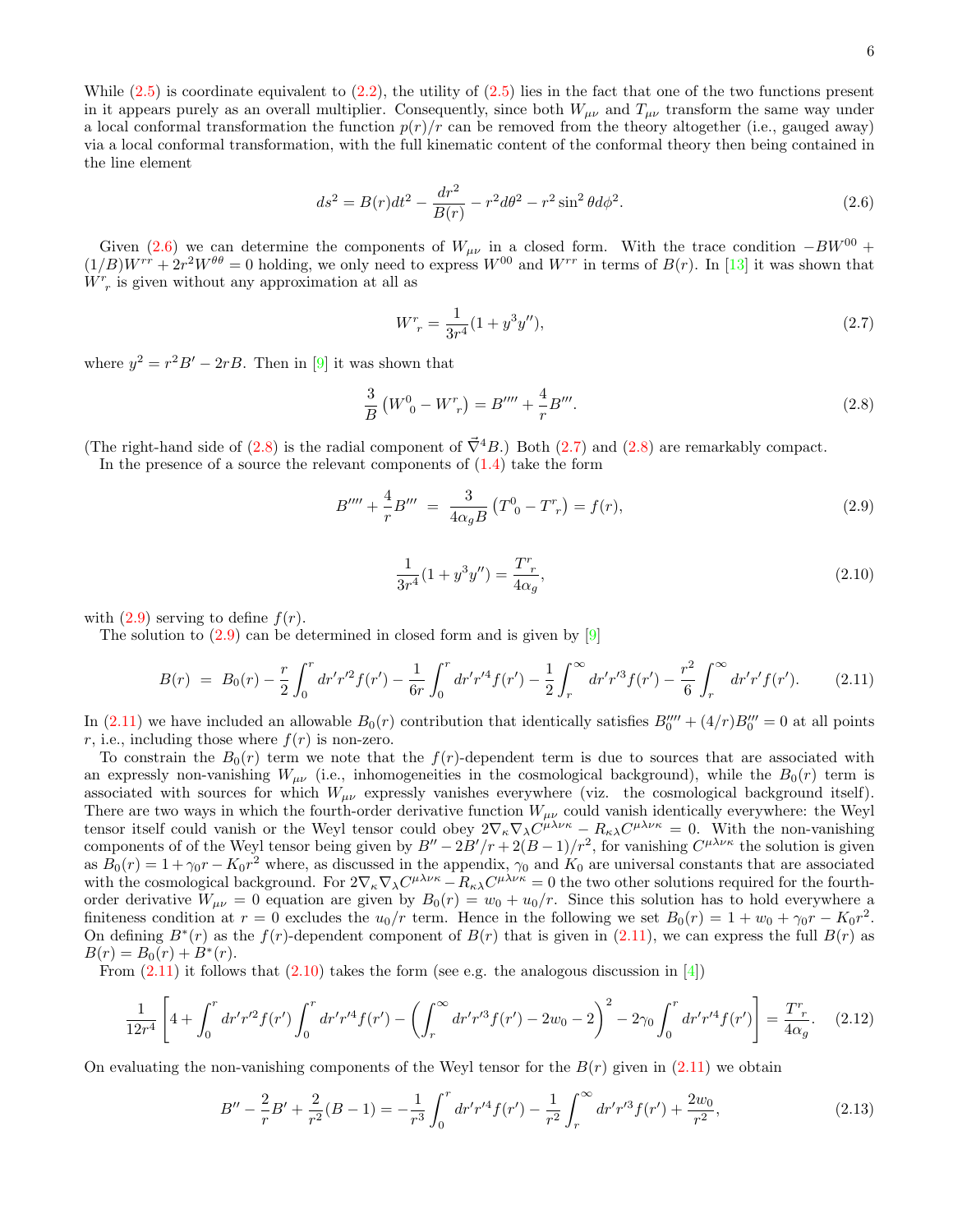While (2.5) is coordinate equivalent to (2.2), the utility of (2.5) lies in the fact that one of the two functions present in it appears purely as an overall multiplier. Consequently, since both $W_{\mu\nu}$ and $T_{\mu\nu}$ transform the same way under a local conformal transformation the function $p(r)/r$ can be removed from the theory altogether (i.e., gauged away) via a local conformal transformation, with the full kinematic content of the conformal theory then being contained in the line element

$$ds^2 = B(r)dt^2 - \frac{dr^2}{B(r)} - r^2 d\theta^2 - r^2 \sin^2\theta d\phi^2. \tag{2.6}$$

Given (2.6) we can determine the components of $W_{\mu\nu}$ in a closed form. With the trace condition $-BW^{00} + (1/B)W^{rr} + 2r^2 W^{\theta\theta} = 0$ holding, we only need to express $W^{00}$ and $W^{rr}$ in terms of $B(r)$. In [13] it was shown that $W^r{}_r$ is given without any approximation at all as

$$W^r{}_r = \frac{1}{3r^4}(1 + y^3 y''), \tag{2.7}$$

where $y^2 = r^2 B' - 2rB$. Then in [9] it was shown that

$$\frac{3}{B}\left(W^0{}_0 - W^r{}_r\right) = B'''' + \frac{4}{r}B'''. \tag{2.8}$$

(The right-hand side of (2.8) is the radial component of $\vec{\nabla}^4 B$.) Both (2.7) and (2.8) are remarkably compact.

In the presence of a source the relevant components of (1.4) take the form

$$B'''' + \frac{4}{r}B''' \;=\; \frac{3}{4\alpha_g B}\left(T^0{}_0 - T^r{}_r\right) = f(r), \tag{2.9}$$

$$\frac{1}{3r^4}(1 + y^3 y'') = \frac{T^r{}_r}{4\alpha_g}, \tag{2.10}$$

with (2.9) serving to define $f(r)$.

The solution to (2.9) can be determined in closed form and is given by [9]

$$B(r) \;=\; B_0(r) - \frac{r}{2}\int_0^r dr' r'^2 f(r') - \frac{1}{6r}\int_0^r dr' r'^4 f(r') - \frac{1}{2}\int_r^\infty dr' r'^3 f(r') - \frac{r^2}{6}\int_r^\infty dr' r' f(r'). \tag{2.11}$$

In (2.11) we have included an allowable $B_0(r)$ contribution that identically satisfies $B_0'''' + (4/r)B_0''' = 0$ at all points $r$, i.e., including those where $f(r)$ is non-zero.

To constrain the $B_0(r)$ term we note that the $f(r)$-dependent term is due to sources that are associated with an expressly non-vanishing $W_{\mu\nu}$ (i.e., inhomogeneities in the cosmological background), while the $B_0(r)$ term is associated with sources for which $W_{\mu\nu}$ expressly vanishes everywhere (viz. the cosmological background itself). There are two ways in which the fourth-order derivative function $W_{\mu\nu}$ could vanish identically everywhere: the Weyl tensor itself could vanish or the Weyl tensor could obey $2\nabla_\kappa \nabla_\lambda C^{\mu\lambda\nu\kappa} - R_{\kappa\lambda}C^{\mu\lambda\nu\kappa} = 0$. With the non-vanishing components of of the Weyl tensor being given by $B'' - 2B'/r + 2(B-1)/r^2$, for vanishing $C^{\mu\lambda\nu\kappa}$ the solution is given as $B_0(r) = 1 + \gamma_0 r - K_0 r^2$ where, as discussed in the appendix, $\gamma_0$ and $K_0$ are universal constants that are associated with the cosmological background. For $2\nabla_\kappa \nabla_\lambda C^{\mu\lambda\nu\kappa} - R_{\kappa\lambda}C^{\mu\lambda\nu\kappa} = 0$ the two other solutions required for the fourth-order derivative $W_{\mu\nu} = 0$ equation are given by $B_0(r) = w_0 + u_0/r$. Since this solution has to hold everywhere a finiteness condition at $r = 0$ excludes the $u_0/r$ term. Hence in the following we set $B_0(r) = 1 + w_0 + \gamma_0 r - K_0 r^2$. On defining $B^*(r)$ as the $f(r)$-dependent component of $B(r)$ that is given in (2.11), we can express the full $B(r)$ as $B(r) = B_0(r) + B^*(r)$.

From (2.11) it follows that (2.10) takes the form (see e.g. the analogous discussion in [4])

$$\frac{1}{12r^4}\left[4 + \int_0^r dr' r'^2 f(r')\int_0^r dr' r'^4 f(r') - \left(\int_r^\infty dr' r'^3 f(r') - 2w_0 - 2\right)^2 - 2\gamma_0 \int_0^r dr' r'^4 f(r')\right] = \frac{T^r{}_r}{4\alpha_g}. \tag{2.12}$$

On evaluating the non-vanishing components of the Weyl tensor for the $B(r)$ given in (2.11) we obtain

$$B'' - \frac{2}{r}B' + \frac{2}{r^2}(B-1) = -\frac{1}{r^3}\int_0^r dr' r'^4 f(r') - \frac{1}{r^2}\int_r^\infty dr' r'^3 f(r') + \frac{2w_0}{r^2}, \tag{2.13}$$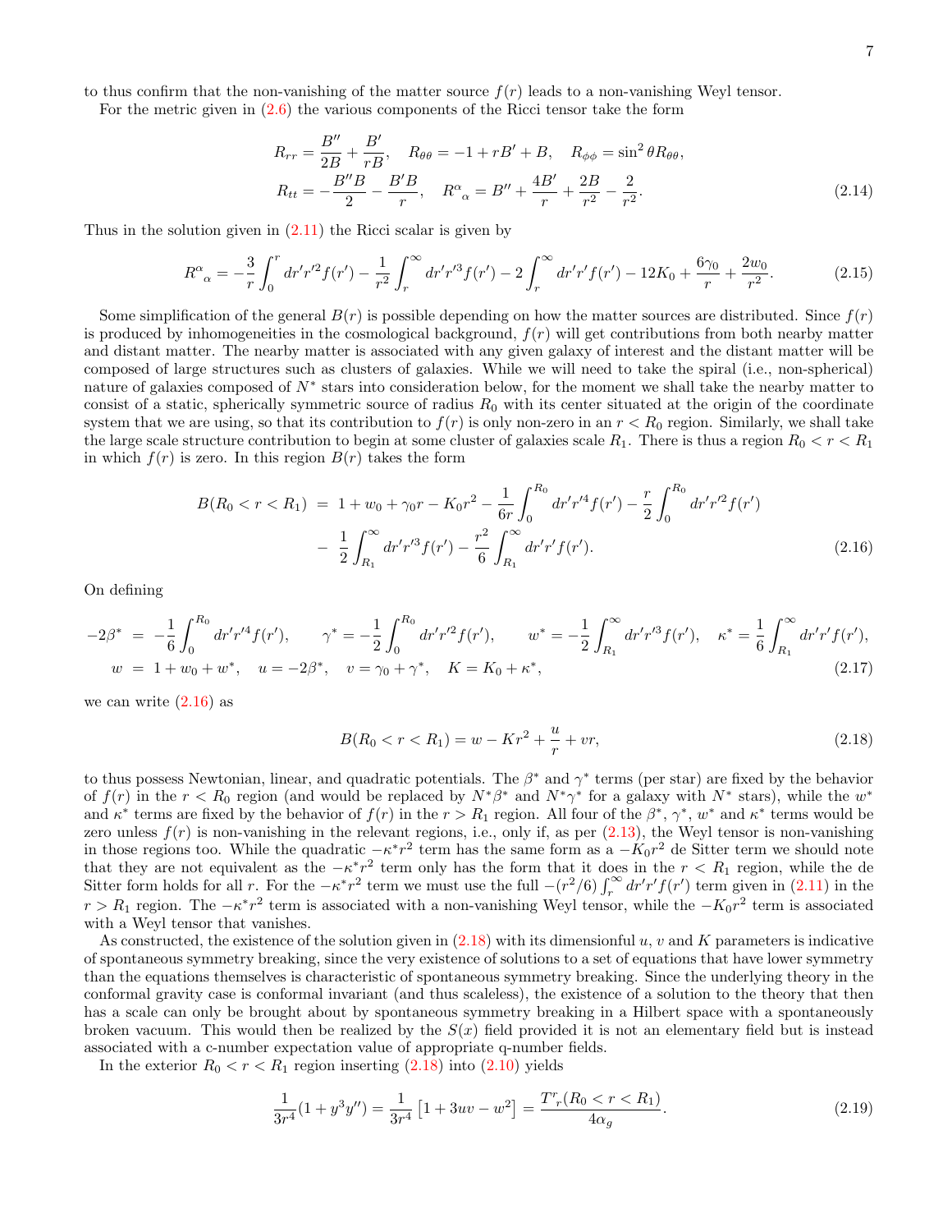to thus confirm that the non-vanishing of the matter source $f(r)$ leads to a non-vanishing Weyl tensor.

For the metric given in (2.6) the various components of the Ricci tensor take the form

$$
\begin{aligned}
R_{rr} &= \frac{B''}{2B} + \frac{B'}{rB}, \quad R_{\theta\theta} = -1 + rB' + B, \quad R_{\phi\phi} = \sin^2\theta R_{\theta\theta}, \\
R_{tt} &= -\frac{B''B}{2} - \frac{B'B}{r}, \quad R^{\alpha}{}_{\alpha} = B'' + \frac{4B'}{r} + \frac{2B}{r^2} - \frac{2}{r^2}.
\end{aligned}
\tag{2.14}
$$

Thus in the solution given in (2.11) the Ricci scalar is given by

$$
R^{\alpha}{}_{\alpha} = -\frac{3}{r}\int_0^r dr' r'^2 f(r') - \frac{1}{r^2}\int_r^\infty dr' r'^3 f(r') - 2\int_r^\infty dr' r' f(r') - 12K_0 + \frac{6\gamma_0}{r} + \frac{2w_0}{r^2}. \tag{2.15}
$$

Some simplification of the general $B(r)$ is possible depending on how the matter sources are distributed. Since $f(r)$ is produced by inhomogeneities in the cosmological background, $f(r)$ will get contributions from both nearby matter and distant matter. The nearby matter is associated with any given galaxy of interest and the distant matter will be composed of large structures such as clusters of galaxies. While we will need to take the spiral (i.e., non-spherical) nature of galaxies composed of $N^*$ stars into consideration below, for the moment we shall take the nearby matter to consist of a static, spherically symmetric source of radius $R_0$ with its center situated at the origin of the coordinate system that we are using, so that its contribution to $f(r)$ is only non-zero in an $r < R_0$ region. Similarly, we shall take the large scale structure contribution to begin at some cluster of galaxies scale $R_1$. There is thus a region $R_0 < r < R_1$ in which $f(r)$ is zero. In this region $B(r)$ takes the form

$$
\begin{aligned}
B(R_0 < r < R_1) &= 1 + w_0 + \gamma_0 r - K_0 r^2 - \frac{1}{6r}\int_0^{R_0} dr' r'^4 f(r') - \frac{r}{2}\int_0^{R_0} dr' r'^2 f(r') \\
&- \frac{1}{2}\int_{R_1}^\infty dr' r'^3 f(r') - \frac{r^2}{6}\int_{R_1}^\infty dr' r' f(r').
\end{aligned}
\tag{2.16}
$$

On defining

$$
\begin{aligned}
-2\beta^* &= -\frac{1}{6}\int_0^{R_0} dr' r'^4 f(r'), \qquad \gamma^* = -\frac{1}{2}\int_0^{R_0} dr' r'^2 f(r'), \qquad w^* = -\frac{1}{2}\int_{R_1}^\infty dr' r'^3 f(r'), \quad \kappa^* = \frac{1}{6}\int_{R_1}^\infty dr' r' f(r'), \\
w &= 1 + w_0 + w^*, \quad u = -2\beta^*, \quad v = \gamma_0 + \gamma^*, \quad K = K_0 + \kappa^*,
\end{aligned}
\tag{2.17}
$$

we can write (2.16) as

$$
B(R_0 < r < R_1) = w - Kr^2 + \frac{u}{r} + vr, \tag{2.18}
$$

to thus possess Newtonian, linear, and quadratic potentials. The $\beta^*$ and $\gamma^*$ terms (per star) are fixed by the behavior of $f(r)$ in the $r < R_0$ region (and would be replaced by $N^*\beta^*$ and $N^*\gamma^*$ for a galaxy with $N^*$ stars), while the $w^*$ and $\kappa^*$ terms are fixed by the behavior of $f(r)$ in the $r > R_1$ region. All four of the $\beta^*$, $\gamma^*$, $w^*$ and $\kappa^*$ terms would be zero unless $f(r)$ is non-vanishing in the relevant regions, i.e., only if, as per (2.13), the Weyl tensor is non-vanishing in those regions too. While the quadratic $-\kappa^* r^2$ term has the same form as a $-K_0 r^2$ de Sitter term we should note that they are not equivalent as the $-\kappa^* r^2$ term only has the form that it does in the $r < R_1$ region, while the de Sitter form holds for all $r$. For the $-\kappa^* r^2$ term we must use the full $-(r^2/6)\int_r^\infty dr' r' f(r')$ term given in (2.11) in the $r > R_1$ region. The $-\kappa^* r^2$ term is associated with a non-vanishing Weyl tensor, while the $-K_0 r^2$ term is associated with a Weyl tensor that vanishes.

As constructed, the existence of the solution given in (2.18) with its dimensionful $u$, $v$ and $K$ parameters is indicative of spontaneous symmetry breaking, since the very existence of solutions to a set of equations that have lower symmetry than the equations themselves is characteristic of spontaneous symmetry breaking. Since the underlying theory in the conformal gravity case is conformal invariant (and thus scaleless), the existence of a solution to the theory that then has a scale can only be brought about by spontaneous symmetry breaking in a Hilbert space with a spontaneously broken vacuum. This would then be realized by the $S(x)$ field provided it is not an elementary field but is instead associated with a c-number expectation value of appropriate q-number fields.

In the exterior $R_0 < r < R_1$ region inserting (2.18) into (2.10) yields

$$
\frac{1}{3r^4}(1 + y^3 y'') = \frac{1}{3r^4}\left[1 + 3uv - w^2\right] = \frac{T^r{}_r(R_0 < r < R_1)}{4\alpha_g}. \tag{2.19}
$$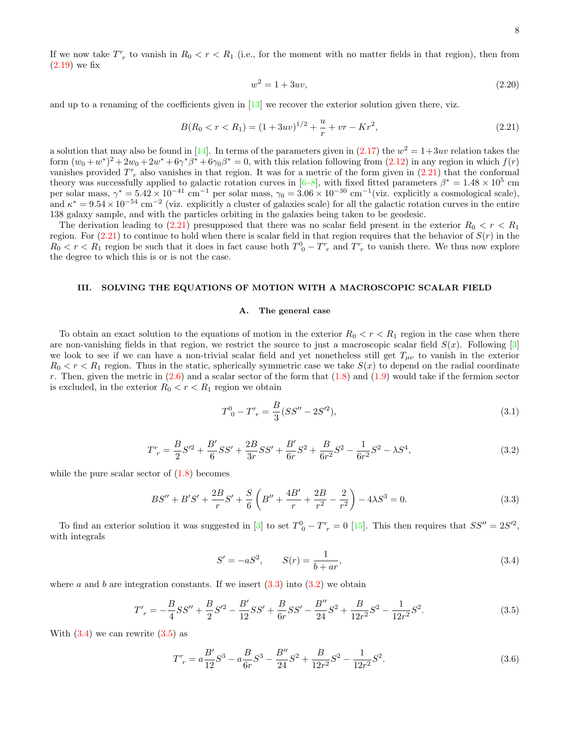If we now take $T^r{}_r$ to vanish in $R_0 < r < R_1$ (i.e., for the moment with no matter fields in that region), then from (2.19) we fix

$$w^2 = 1 + 3uv, \tag{2.20}$$

and up to a renaming of the coefficients given in [13] we recover the exterior solution given there, viz.

$$B(R_0 < r < R_1) = (1 + 3uv)^{1/2} + \frac{u}{r} + vr - Kr^2, \tag{2.21}$$

a solution that may also be found in [14]. In terms of the parameters given in (2.17) the $w^2 = 1+3uv$ relation takes the form $(w_0 + w^*)^2 + 2w_0 + 2w^* + 6\gamma^*\beta^* + 6\gamma_0\beta^* = 0$, with this relation following from (2.12) in any region in which $f(r)$ vanishes provided $T^r{}_r$ also vanishes in that region. It was for a metric of the form given in (2.21) that the conformal theory was successfully applied to galactic rotation curves in [6–8], with fixed fitted parameters $\beta^* = 1.48 \times 10^5$ cm per solar mass, $\gamma^* = 5.42 \times 10^{-41}$ cm$^{-1}$ per solar mass, $\gamma_0 = 3.06 \times 10^{-30}$ cm$^{-1}$(viz. explicitly a cosmological scale), and $\kappa^* = 9.54 \times 10^{-54}$ cm$^{-2}$ (viz. explicitly a cluster of galaxies scale) for all the galactic rotation curves in the entire 138 galaxy sample, and with the particles orbiting in the galaxies being taken to be geodesic.

The derivation leading to (2.21) presupposed that there was no scalar field present in the exterior $R_0 < r < R_1$ region. For (2.21) to continue to hold when there is scalar field in that region requires that the behavior of $S(r)$ in the $R_0 < r < R_1$ region be such that it does in fact cause both $T^0{}_0 - T^r{}_r$ and $T^r{}_r$ to vanish there. We thus now explore the degree to which this is or is not the case.

## III. SOLVING THE EQUATIONS OF MOTION WITH A MACROSCOPIC SCALAR FIELD

### A. The general case

To obtain an exact solution to the equations of motion in the exterior $R_0 < r < R_1$ region in the case when there are non-vanishing fields in that region, we restrict the source to just a macroscopic scalar field $S(x)$. Following [3] we look to see if we can have a non-trivial scalar field and yet nonetheless still get $T_{\mu\nu}$ to vanish in the exterior $R_0 < r < R_1$ region. Thus in the static, spherically symmetric case we take $S(x)$ to depend on the radial coordinate $r$. Then, given the metric in (2.6) and a scalar sector of the form that (1.8) and (1.9) would take if the fermion sector is excluded, in the exterior $R_0 < r < R_1$ region we obtain

$$T^0{}_0 - T^r{}_r = \frac{B}{3}(SS'' - 2S'^2), \tag{3.1}$$

$$T^r{}_r = \frac{B}{2}S'^2 + \frac{B'}{6}SS' + \frac{2B}{3r}SS' + \frac{B'}{6r}S^2 + \frac{B}{6r^2}S^2 - \frac{1}{6r^2}S^2 - \lambda S^4, \tag{3.2}$$

while the pure scalar sector of (1.8) becomes

$$BS'' + B'S' + \frac{2B}{r}S' + \frac{S}{6}\left(B'' + \frac{4B'}{r} + \frac{2B}{r^2} - \frac{2}{r^2}\right) - 4\lambda S^3 = 0. \tag{3.3}$$

To find an exterior solution it was suggested in [3] to set $T^0{}_0 - T^r{}_r = 0$ [15]. This then requires that $SS'' = 2S'^2$, with integrals

$$S' = -aS^2, \qquad S(r) = \frac{1}{b + ar}, \tag{3.4}$$

where $a$ and $b$ are integration constants. If we insert (3.3) into (3.2) we obtain

$$T^r{}_r = -\frac{B}{4}SS'' + \frac{B}{2}S'^2 - \frac{B'}{12}SS' + \frac{B}{6r}SS' - \frac{B''}{24}S^2 + \frac{B}{12r^2}S^2 - \frac{1}{12r^2}S^2. \tag{3.5}$$

With (3.4) we can rewrite (3.5) as

$$T^r{}_r = a\frac{B'}{12}S^3 - a\frac{B}{6r}S^3 - \frac{B''}{24}S^2 + \frac{B}{12r^2}S^2 - \frac{1}{12r^2}S^2. \tag{3.6}$$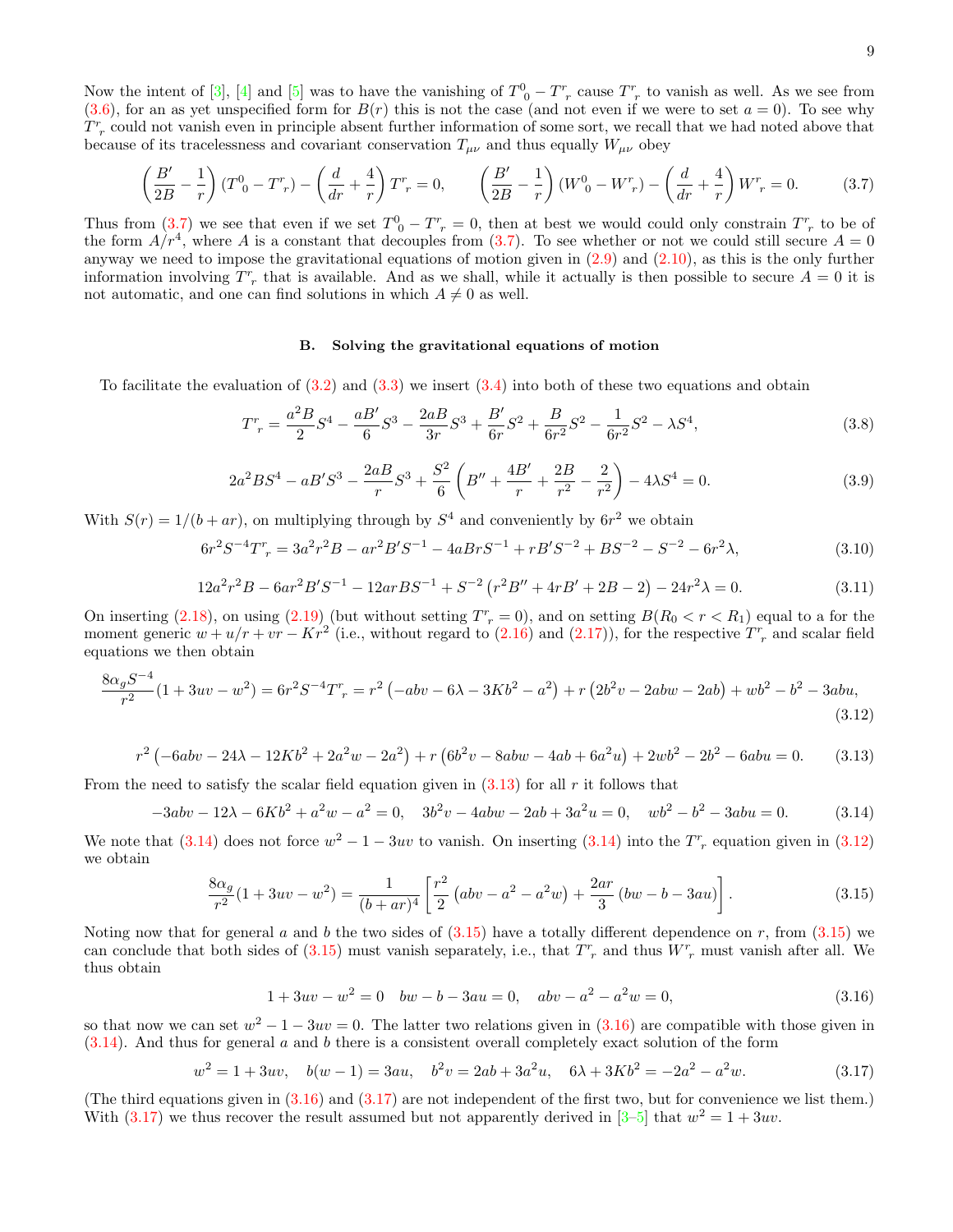Now the intent of [3], [4] and [5] was to have the vanishing of $T^0{}_0 - T^r{}_r$ cause $T^r{}_r$ to vanish as well. As we see from (3.6), for an as yet unspecified form for $B(r)$ this is not the case (and not even if we were to set $a = 0$). To see why $T^r{}_r$ could not vanish even in principle absent further information of some sort, we recall that we had noted above that because of its tracelessness and covariant conservation $T_{\mu\nu}$ and thus equally $W_{\mu\nu}$ obey

$$\left(\frac{B'}{2B} - \frac{1}{r}\right)(T^0{}_0 - T^r{}_r) - \left(\frac{d}{dr} + \frac{4}{r}\right)T^r{}_r = 0, \qquad \left(\frac{B'}{2B} - \frac{1}{r}\right)(W^0{}_0 - W^r{}_r) - \left(\frac{d}{dr} + \frac{4}{r}\right)W^r{}_r = 0. \tag{3.7}$$

Thus from (3.7) we see that even if we set $T^0{}_0 - T^r{}_r = 0$, then at best we would could only constrain $T^r{}_r$ to be of the form $A/r^4$, where $A$ is a constant that decouples from (3.7). To see whether or not we could still secure $A = 0$ anyway we need to impose the gravitational equations of motion given in (2.9) and (2.10), as this is the only further information involving $T^r{}_r$ that is available. And as we shall, while it actually is then possible to secure $A = 0$ it is not automatic, and one can find solutions in which $A \neq 0$ as well.

### B. Solving the gravitational equations of motion

To facilitate the evaluation of (3.2) and (3.3) we insert (3.4) into both of these two equations and obtain

$$T^r{}_r = \frac{a^2 B}{2}S^4 - \frac{aB'}{6}S^3 - \frac{2aB}{3r}S^3 + \frac{B'}{6r}S^2 + \frac{B}{6r^2}S^2 - \frac{1}{6r^2}S^2 - \lambda S^4, \tag{3.8}$$

$$2a^2 B S^4 - aB' S^3 - \frac{2aB}{r}S^3 + \frac{S^2}{6}\left(B'' + \frac{4B'}{r} + \frac{2B}{r^2} - \frac{2}{r^2}\right) - 4\lambda S^4 = 0. \tag{3.9}$$

With $S(r) = 1/(b + ar)$, on multiplying through by $S^4$ and conveniently by $6r^2$ we obtain

$$6r^2 S^{-4} T^r{}_r = 3a^2 r^2 B - ar^2 B' S^{-1} - 4aBrS^{-1} + rB'S^{-2} + BS^{-2} - S^{-2} - 6r^2\lambda, \tag{3.10}$$

$$12a^2 r^2 B - 6ar^2 B' S^{-1} - 12arBS^{-1} + S^{-2}\left(r^2 B'' + 4rB' + 2B - 2\right) - 24r^2\lambda = 0. \tag{3.11}$$

On inserting (2.18), on using (2.19) (but without setting $T^r{}_r = 0$), and on setting $B(R_0 < r < R_1)$ equal to a for the moment generic $w + u/r + vr - Kr^2$ (i.e., without regard to (2.16) and (2.17)), for the respective $T^r{}_r$ and scalar field equations we then obtain

$$\frac{8\alpha_g S^{-4}}{r^2}(1 + 3uv - w^2) = 6r^2 S^{-4} T^r{}_r = r^2\left(-abv - 6\lambda - 3Kb^2 - a^2\right) + r\left(2b^2 v - 2abw - 2ab\right) + wb^2 - b^2 - 3abu, \tag{3.12}$$

$$r^2\left(-6abv - 24\lambda - 12Kb^2 + 2a^2 w - 2a^2\right) + r\left(6b^2 v - 8abw - 4ab + 6a^2 u\right) + 2wb^2 - 2b^2 - 6abu = 0. \tag{3.13}$$

From the need to satisfy the scalar field equation given in (3.13) for all $r$ it follows that

$$-3abv - 12\lambda - 6Kb^2 + a^2 w - a^2 = 0, \quad 3b^2 v - 4abw - 2ab + 3a^2 u = 0, \quad wb^2 - b^2 - 3abu = 0. \tag{3.14}$$

We note that (3.14) does not force $w^2 - 1 - 3uv$ to vanish. On inserting (3.14) into the $T^r{}_r$ equation given in (3.12) we obtain

$$\frac{8\alpha_g}{r^2}(1 + 3uv - w^2) = \frac{1}{(b + ar)^4}\left[\frac{r^2}{2}\left(abv - a^2 - a^2 w\right) + \frac{2ar}{3}\left(bw - b - 3au\right)\right]. \tag{3.15}$$

Noting now that for general $a$ and $b$ the two sides of (3.15) have a totally different dependence on $r$, from (3.15) we can conclude that both sides of (3.15) must vanish separately, i.e., that $T^r{}_r$ and thus $W^r{}_r$ must vanish after all. We thus obtain

$$1 + 3uv - w^2 = 0 \quad bw - b - 3au = 0, \quad abv - a^2 - a^2 w = 0, \tag{3.16}$$

so that now we can set $w^2 - 1 - 3uv = 0$. The latter two relations given in (3.16) are compatible with those given in (3.14). And thus for general $a$ and $b$ there is a consistent overall completely exact solution of the form

$$w^2 = 1 + 3uv, \quad b(w - 1) = 3au, \quad b^2 v = 2ab + 3a^2 u, \quad 6\lambda + 3Kb^2 = -2a^2 - a^2 w. \tag{3.17}$$

(The third equations given in (3.16) and (3.17) are not independent of the first two, but for convenience we list them.) With (3.17) we thus recover the result assumed but not apparently derived in [3–5] that $w^2 = 1 + 3uv$.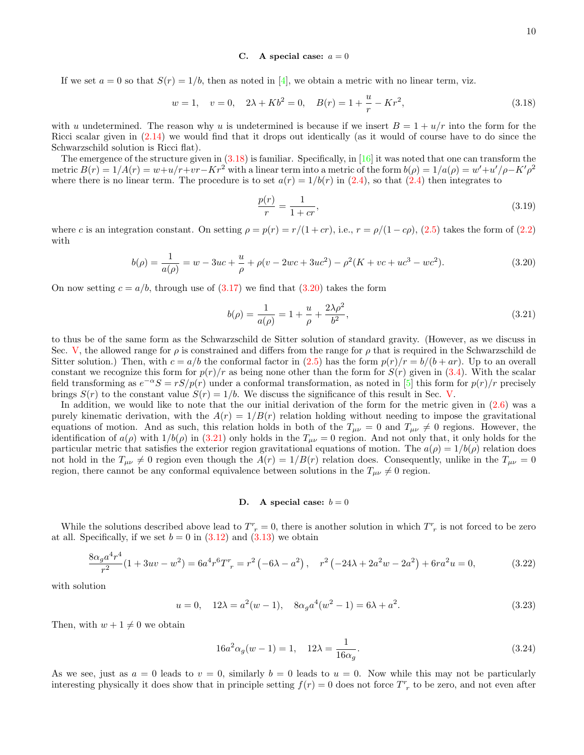### C. A special case: $a = 0$

If we set $a = 0$ so that $S(r) = 1/b$, then as noted in [4], we obtain a metric with no linear term, viz.

$$w = 1, \quad v = 0, \quad 2\lambda + Kb^2 = 0, \quad B(r) = 1 + \frac{u}{r} - Kr^2, \tag{3.18}$$

with $u$ undetermined. The reason why $u$ is undetermined is because if we insert $B = 1 + u/r$ into the form for the Ricci scalar given in (2.14) we would find that it drops out identically (as it would of course have to do since the Schwarzschild solution is Ricci flat).

The emergence of the structure given in (3.18) is familiar. Specifically, in [16] it was noted that one can transform the metric $B(r) = 1/A(r) = w + u/r + vr - Kr^2$ with a linear term into a metric of the form $b(\rho) = 1/a(\rho) = w' + u'/\rho - K'\rho^2$ where there is no linear term. The procedure is to set $a(r) = 1/b(r)$ in (2.4), so that (2.4) then integrates to

$$\frac{p(r)}{r} = \frac{1}{1 + cr}, \tag{3.19}$$

where $c$ is an integration constant. On setting $\rho = p(r) = r/(1 + cr)$, i.e., $r = \rho/(1 - c\rho)$, (2.5) takes the form of (2.2) with

$$b(\rho) = \frac{1}{a(\rho)} = w - 3uc + \frac{u}{\rho} + \rho(v - 2wc + 3uc^2) - \rho^2(K + vc + uc^3 - wc^2). \tag{3.20}$$

On now setting $c = a/b$, through use of (3.17) we find that (3.20) takes the form

$$b(\rho) = \frac{1}{a(\rho)} = 1 + \frac{u}{\rho} + \frac{2\lambda\rho^2}{b^2}, \tag{3.21}$$

to thus be of the same form as the Schwarzschild de Sitter solution of standard gravity. (However, as we discuss in Sec. V, the allowed range for $\rho$ is constrained and differs from the range for $\rho$ that is required in the Schwarzschild de Sitter solution.) Then, with $c = a/b$ the conformal factor in (2.5) has the form $p(r)/r = b/(b + ar)$. Up to an overall constant we recognize this form for $p(r)/r$ as being none other than the form for $S(r)$ given in (3.4). With the scalar field transforming as $e^{-\alpha}S = rS/p(r)$ under a conformal transformation, as noted in [5] this form for $p(r)/r$ precisely brings $S(r)$ to the constant value $S(r) = 1/b$. We discuss the significance of this result in Sec. V.

In addition, we would like to note that the our initial derivation of the form for the metric given in (2.6) was a purely kinematic derivation, with the $A(r) = 1/B(r)$ relation holding without needing to impose the gravitational equations of motion. And as such, this relation holds in both of the $T_{\mu\nu} = 0$ and $T_{\mu\nu} \neq 0$ regions. However, the identification of $a(\rho)$ with $1/b(\rho)$ in (3.21) only holds in the $T_{\mu\nu} = 0$ region. And not only that, it only holds for the particular metric that satisfies the exterior region gravitational equations of motion. The $a(\rho) = 1/b(\rho)$ relation does not hold in the $T_{\mu\nu} \neq 0$ region even though the $A(r) = 1/B(r)$ relation does. Consequently, unlike in the $T_{\mu\nu} = 0$ region, there cannot be any conformal equivalence between solutions in the $T_{\mu\nu} \neq 0$ region.

### D. A special case: $b = 0$

While the solutions described above lead to $T^r{}_r = 0$, there is another solution in which $T^r{}_r$ is not forced to be zero at all. Specifically, if we set $b = 0$ in (3.12) and (3.13) we obtain

$$\frac{8\alpha_g a^4 r^4}{r^2}(1 + 3uv - w^2) = 6a^4 r^6 T^r{}_r = r^2\left(-6\lambda - a^2\right), \quad r^2\left(-24\lambda + 2a^2 w - 2a^2\right) + 6ra^2 u = 0, \tag{3.22}$$

with solution

$$u = 0, \quad 12\lambda = a^2(w - 1), \quad 8\alpha_g a^4(w^2 - 1) = 6\lambda + a^2. \tag{3.23}$$

Then, with $w + 1 \neq 0$ we obtain

$$16a^2\alpha_g(w - 1) = 1, \quad 12\lambda = \frac{1}{16\alpha_g}. \tag{3.24}$$

As we see, just as $a = 0$ leads to $v = 0$, similarly $b = 0$ leads to $u = 0$. Now while this may not be particularly interesting physically it does show that in principle setting $f(r) = 0$ does not force $T^r{}_r$ to be zero, and not even after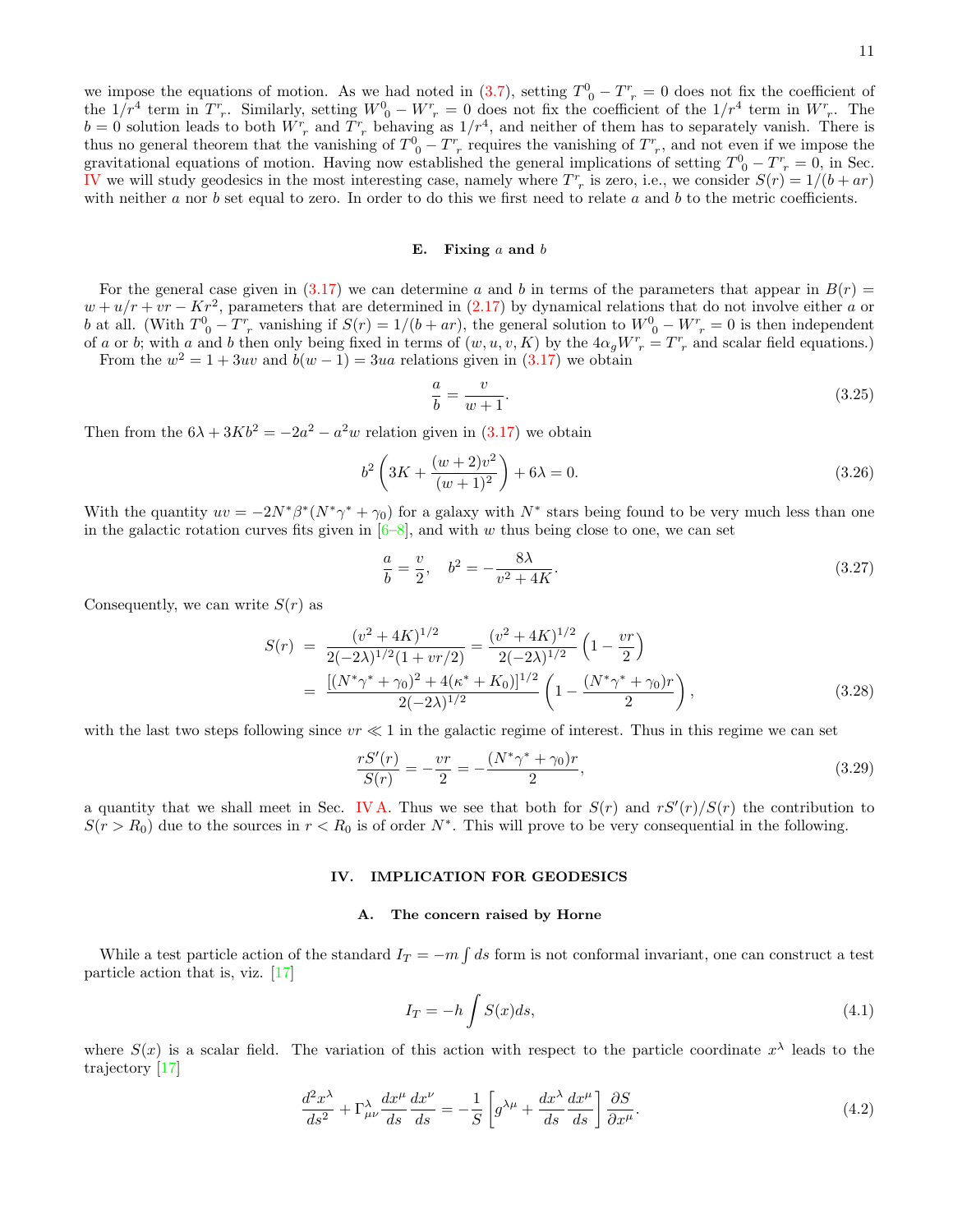we impose the equations of motion. As we had noted in (3.7), setting $T^0{}_0 - T^r{}_r = 0$ does not fix the coefficient of the $1/r^4$ term in $T^r{}_r$. Similarly, setting $W^0{}_0 - W^r{}_r = 0$ does not fix the coefficient of the $1/r^4$ term in $W^r{}_r$. The $b = 0$ solution leads to both $W^r{}_r$ and $T^r{}_r$ behaving as $1/r^4$, and neither of them has to separately vanish. There is thus no general theorem that the vanishing of $T^0{}_0 - T^r{}_r$ requires the vanishing of $T^r{}_r$, and not even if we impose the gravitational equations of motion. Having now established the general implications of setting $T^0{}_0 - T^r{}_r = 0$, in Sec. IV we will study geodesics in the most interesting case, namely where $T^r{}_r$ is zero, i.e., we consider $S(r) = 1/(b + ar)$ with neither $a$ nor $b$ set equal to zero. In order to do this we first need to relate $a$ and $b$ to the metric coefficients.

### E. Fixing $a$ and $b$

For the general case given in (3.17) we can determine $a$ and $b$ in terms of the parameters that appear in $B(r) = w + u/r + vr - Kr^2$, parameters that are determined in (2.17) by dynamical relations that do not involve either $a$ or $b$ at all. (With $T^0{}_0 - T^r{}_r$ vanishing if $S(r) = 1/(b + ar)$, the general solution to $W^0{}_0 - W^r{}_r = 0$ is then independent of $a$ or $b$; with $a$ and $b$ then only being fixed in terms of $(w, u, v, K)$ by the $4\alpha_g W^r{}_r = T^r{}_r$ and scalar field equations.)

From the $w^2 = 1 + 3uv$ and $b(w - 1) = 3ua$ relations given in (3.17) we obtain

$$\frac{a}{b} = \frac{v}{w+1}. \tag{3.25}$$

Then from the $6\lambda + 3Kb^2 = -2a^2 - a^2 w$ relation given in (3.17) we obtain

$$b^2\left(3K + \frac{(w+2)v^2}{(w+1)^2}\right) + 6\lambda = 0. \tag{3.26}$$

With the quantity $uv = -2N^*\beta^*(N^*\gamma^* + \gamma_0)$ for a galaxy with $N^*$ stars being found to be very much less than one in the galactic rotation curves fits given in [6–8], and with $w$ thus being close to one, we can set

$$\frac{a}{b} = \frac{v}{2}, \quad b^2 = -\frac{8\lambda}{v^2 + 4K}. \tag{3.27}$$

Consequently, we can write $S(r)$ as

$$\begin{aligned} S(r) &= \frac{(v^2 + 4K)^{1/2}}{2(-2\lambda)^{1/2}(1 + vr/2)} = \frac{(v^2 + 4K)^{1/2}}{2(-2\lambda)^{1/2}}\left(1 - \frac{vr}{2}\right) \\ &= \frac{[(N^*\gamma^* + \gamma_0)^2 + 4(\kappa^* + K_0)]^{1/2}}{2(-2\lambda)^{1/2}}\left(1 - \frac{(N^*\gamma^* + \gamma_0)r}{2}\right), \end{aligned} \tag{3.28}$$

with the last two steps following since $vr \ll 1$ in the galactic regime of interest. Thus in this regime we can set

$$\frac{rS'(r)}{S(r)} = -\frac{vr}{2} = -\frac{(N^*\gamma^* + \gamma_0)r}{2}, \tag{3.29}$$

a quantity that we shall meet in Sec. IV A. Thus we see that both for $S(r)$ and $rS'(r)/S(r)$ the contribution to $S(r > R_0)$ due to the sources in $r < R_0$ is of order $N^*$. This will prove to be very consequential in the following.

## IV. IMPLICATION FOR GEODESICS

### A. The concern raised by Horne

While a test particle action of the standard $I_T = -m\int ds$ form is not conformal invariant, one can construct a test particle action that is, viz. [17]

$$I_T = -h\int S(x)ds, \tag{4.1}$$

where $S(x)$ is a scalar field. The variation of this action with respect to the particle coordinate $x^\lambda$ leads to the trajectory [17]

$$\frac{d^2x^\lambda}{ds^2} + \Gamma^\lambda_{\mu\nu}\frac{dx^\mu}{ds}\frac{dx^\nu}{ds} = -\frac{1}{S}\left[g^{\lambda\mu} + \frac{dx^\lambda}{ds}\frac{dx^\mu}{ds}\right]\frac{\partial S}{\partial x^\mu}. \tag{4.2}$$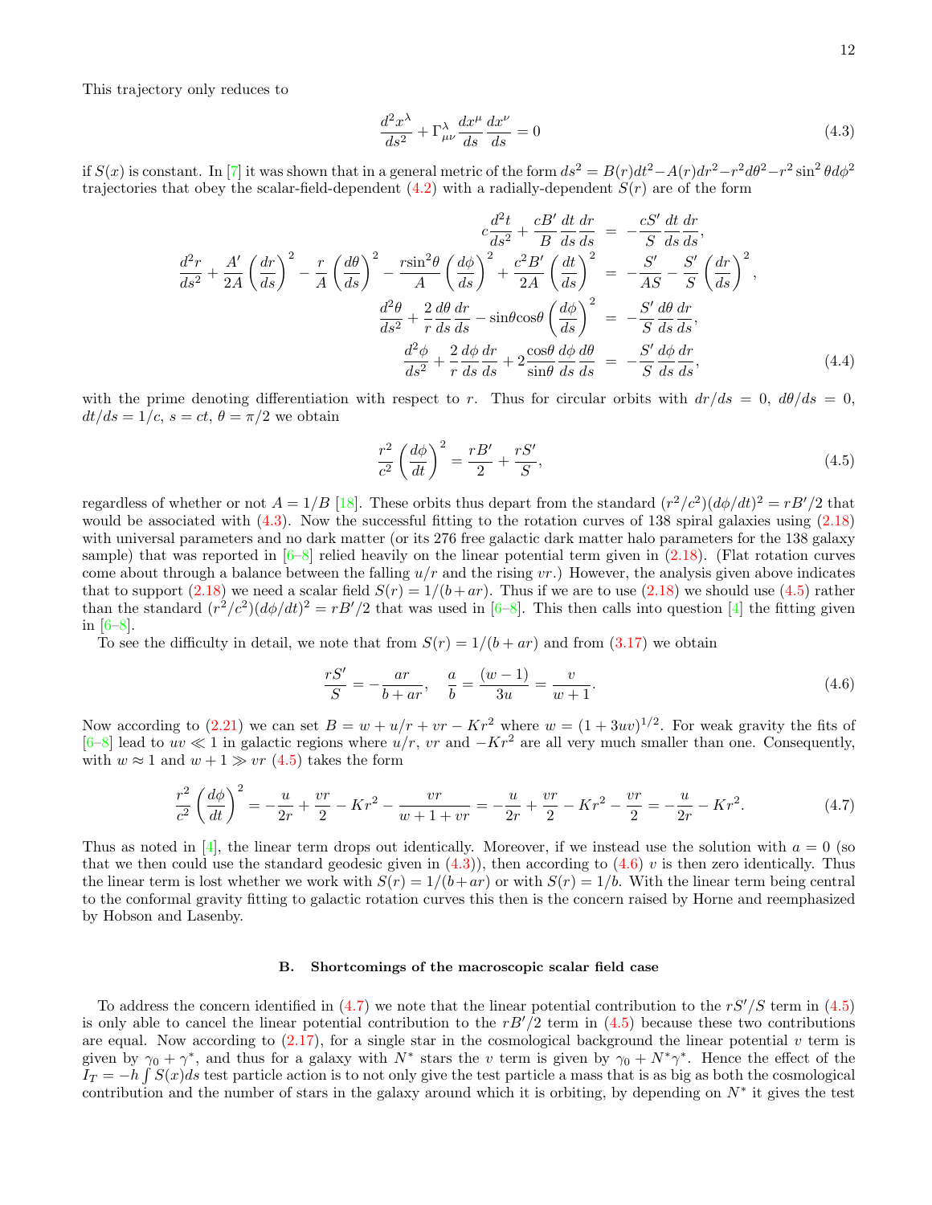This trajectory only reduces to

$$\frac{d^2x^\lambda}{ds^2} + \Gamma^\lambda_{\mu\nu}\frac{dx^\mu}{ds}\frac{dx^\nu}{ds} = 0 \tag{4.3}$$

if $S(x)$ is constant. In [7] it was shown that in a general metric of the form $ds^2 = B(r)dt^2 - A(r)dr^2 - r^2d\theta^2 - r^2\sin^2\theta d\phi^2$ trajectories that obey the scalar-field-dependent (4.2) with a radially-dependent $S(r)$ are of the form

$$\begin{aligned}
c\frac{d^2t}{ds^2} + \frac{cB'}{B}\frac{dt}{ds}\frac{dr}{ds} &= -\frac{cS'}{S}\frac{dt}{ds}\frac{dr}{ds}, \\
\frac{d^2r}{ds^2} + \frac{A'}{2A}\left(\frac{dr}{ds}\right)^2 - \frac{r}{A}\left(\frac{d\theta}{ds}\right)^2 - \frac{r\sin^2\theta}{A}\left(\frac{d\phi}{ds}\right)^2 + \frac{c^2B'}{2A}\left(\frac{dt}{ds}\right)^2 &= -\frac{S'}{AS} - \frac{S'}{S}\left(\frac{dr}{ds}\right)^2, \\
\frac{d^2\theta}{ds^2} + \frac{2}{r}\frac{d\theta}{ds}\frac{dr}{ds} - \sin\theta\cos\theta\left(\frac{d\phi}{ds}\right)^2 &= -\frac{S'}{S}\frac{d\theta}{ds}\frac{dr}{ds}, \\
\frac{d^2\phi}{ds^2} + \frac{2}{r}\frac{d\phi}{ds}\frac{dr}{ds} + 2\frac{\cos\theta}{\sin\theta}\frac{d\phi}{ds}\frac{d\theta}{ds} &= -\frac{S'}{S}\frac{d\phi}{ds}\frac{dr}{ds},
\end{aligned} \tag{4.4}$$

with the prime denoting differentiation with respect to $r$. Thus for circular orbits with $dr/ds = 0$, $d\theta/ds = 0$, $dt/ds = 1/c$, $s = ct$, $\theta = \pi/2$ we obtain

$$\frac{r^2}{c^2}\left(\frac{d\phi}{dt}\right)^2 = \frac{rB'}{2} + \frac{rS'}{S}, \tag{4.5}$$

regardless of whether or not $A = 1/B$ [18]. These orbits thus depart from the standard $(r^2/c^2)(d\phi/dt)^2 = rB'/2$ that would be associated with (4.3). Now the successful fitting to the rotation curves of 138 spiral galaxies using (2.18) with universal parameters and no dark matter (or its 276 free galactic dark matter halo parameters for the 138 galaxy sample) that was reported in [6–8] relied heavily on the linear potential term given in (2.18). (Flat rotation curves come about through a balance between the falling $u/r$ and the rising $vr$.) However, the analysis given above indicates that to support (2.18) we need a scalar field $S(r) = 1/(b + ar)$. Thus if we are to use (2.18) we should use (4.5) rather than the standard $(r^2/c^2)(d\phi/dt)^2 = rB'/2$ that was used in [6–8]. This then calls into question [4] the fitting given in [6–8].

To see the difficulty in detail, we note that from $S(r) = 1/(b + ar)$ and from (3.17) we obtain

$$\frac{rS'}{S} = -\frac{ar}{b + ar}, \quad \frac{a}{b} = \frac{(w-1)}{3u} = \frac{v}{w+1}. \tag{4.6}$$

Now according to (2.21) we can set $B = w + u/r + vr - Kr^2$ where $w = (1 + 3uv)^{1/2}$. For weak gravity the fits of [6–8] lead to $uv \ll 1$ in galactic regions where $u/r$, $vr$ and $-Kr^2$ are all very much smaller than one. Consequently, with $w \approx 1$ and $w + 1 \gg vr$ (4.5) takes the form

$$\frac{r^2}{c^2}\left(\frac{d\phi}{dt}\right)^2 = -\frac{u}{2r} + \frac{vr}{2} - Kr^2 - \frac{vr}{w + 1 + vr} = -\frac{u}{2r} + \frac{vr}{2} - Kr^2 - \frac{vr}{2} = -\frac{u}{2r} - Kr^2. \tag{4.7}$$

Thus as noted in [4], the linear term drops out identically. Moreover, if we instead use the solution with $a = 0$ (so that we then could use the standard geodesic given in (4.3)), then according to (4.6) $v$ is then zero identically. Thus the linear term is lost whether we work with $S(r) = 1/(b + ar)$ or with $S(r) = 1/b$. With the linear term being central to the conformal gravity fitting to galactic rotation curves this then is the concern raised by Horne and reemphasized by Hobson and Lasenby.

### B. Shortcomings of the macroscopic scalar field case

To address the concern identified in (4.7) we note that the linear potential contribution to the $rS'/S$ term in (4.5) is only able to cancel the linear potential contribution to the $rB'/2$ term in (4.5) because these two contributions are equal. Now according to (2.17), for a single star in the cosmological background the linear potential $v$ term is given by $\gamma_0 + \gamma^*$, and thus for a galaxy with $N^*$ stars the $v$ term is given by $\gamma_0 + N^*\gamma^*$. Hence the effect of the $I_T = -h\int S(x)ds$ test particle action is to not only give the test particle a mass that is as big as both the cosmological contribution and the number of stars in the galaxy around which it is orbiting, by depending on $N^*$ it gives the test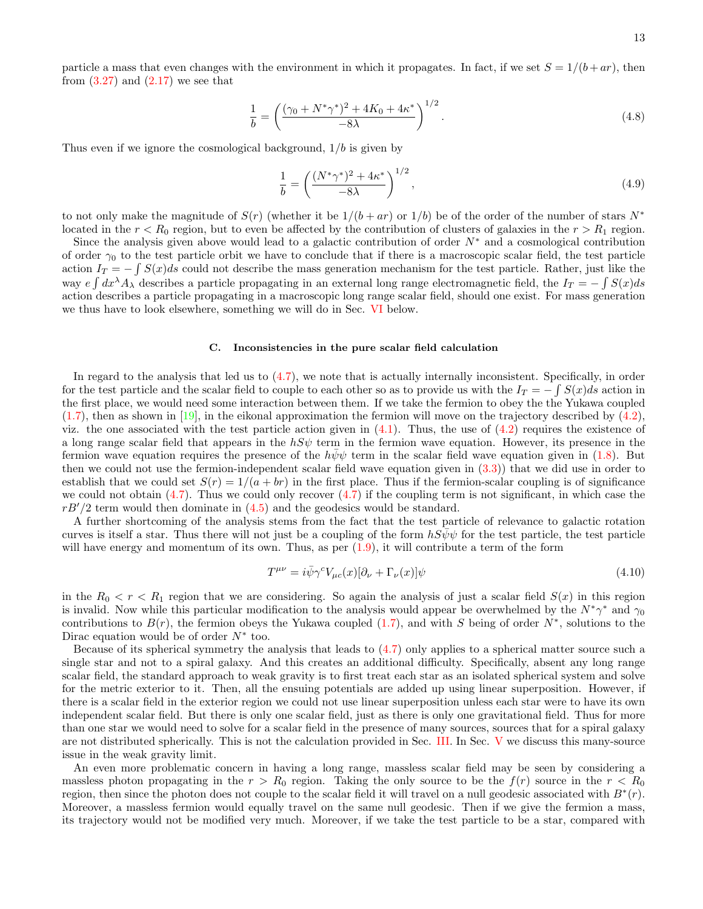particle a mass that even changes with the environment in which it propagates. In fact, if we set $S = 1/(b+ar)$, then from (3.27) and (2.17) we see that

$$\frac{1}{b} = \left(\frac{(\gamma_0 + N^*\gamma^*)^2 + 4K_0 + 4\kappa^*}{-8\lambda}\right)^{1/2}. \tag{4.8}$$

Thus even if we ignore the cosmological background, $1/b$ is given by

$$\frac{1}{b} = \left(\frac{(N^*\gamma^*)^2 + 4\kappa^*}{-8\lambda}\right)^{1/2}, \tag{4.9}$$

to not only make the magnitude of $S(r)$ (whether it be $1/(b+ar)$ or $1/b$) be of the order of the number of stars $N^*$ located in the $r < R_0$ region, but to even be affected by the contribution of clusters of galaxies in the $r > R_1$ region.

Since the analysis given above would lead to a galactic contribution of order $N^*$ and a cosmological contribution of order $\gamma_0$ to the test particle orbit we have to conclude that if there is a macroscopic scalar field, the test particle action $I_T = -\int S(x)ds$ could not describe the mass generation mechanism for the test particle. Rather, just like the way $e\int dx^\lambda A_\lambda$ describes a particle propagating in an external long range electromagnetic field, the $I_T = -\int S(x)ds$ action describes a particle propagating in a macroscopic long range scalar field, should one exist. For mass generation we thus have to look elsewhere, something we will do in Sec. VI below.

### C. Inconsistencies in the pure scalar field calculation

In regard to the analysis that led us to (4.7), we note that is actually internally inconsistent. Specifically, in order for the test particle and the scalar field to couple to each other so as to provide us with the $I_T = -\int S(x)ds$ action in the first place, we would need some interaction between them. If we take the fermion to obey the the Yukawa coupled (1.7), then as shown in [19], in the eikonal approximation the fermion will move on the trajectory described by (4.2), viz. the one associated with the test particle action given in (4.1). Thus, the use of (4.2) requires the existence of a long range scalar field that appears in the $hS\psi$ term in the fermion wave equation. However, its presence in the fermion wave equation requires the presence of the $h\bar{\psi}\psi$ term in the scalar field wave equation given in (1.8). But then we could not use the fermion-independent scalar field wave equation given in (3.3)) that we did use in order to establish that we could set $S(r) = 1/(a+br)$ in the first place. Thus if the fermion-scalar coupling is of significance we could not obtain (4.7). Thus we could only recover (4.7) if the coupling term is not significant, in which case the $rB'/2$ term would then dominate in (4.5) and the geodesics would be standard.

A further shortcoming of the analysis stems from the fact that the test particle of relevance to galactic rotation curves is itself a star. Thus there will not just be a coupling of the form $hS\bar{\psi}\psi$ for the test particle, the test particle will have energy and momentum of its own. Thus, as per (1.9), it will contribute a term of the form

$$T^{\mu\nu} = i\bar{\psi}\gamma^c V_{\mu c}(x)[\partial_\nu + \Gamma_\nu(x)]\psi \tag{4.10}$$

in the $R_0 < r < R_1$ region that we are considering. So again the analysis of just a scalar field $S(x)$ in this region is invalid. Now while this particular modification to the analysis would appear be overwhelmed by the $N^*\gamma^*$ and $\gamma_0$ contributions to $B(r)$, the fermion obeys the Yukawa coupled (1.7), and with $S$ being of order $N^*$, solutions to the Dirac equation would be of order $N^*$ too.

Because of its spherical symmetry the analysis that leads to (4.7) only applies to a spherical matter source such a single star and not to a spiral galaxy. And this creates an additional difficulty. Specifically, absent any long range scalar field, the standard approach to weak gravity is to first treat each star as an isolated spherical system and solve for the metric exterior to it. Then, all the ensuing potentials are added up using linear superposition. However, if there is a scalar field in the exterior region we could not use linear superposition unless each star were to have its own independent scalar field. But there is only one scalar field, just as there is only one gravitational field. Thus for more than one star we would need to solve for a scalar field in the presence of many sources, sources that for a spiral galaxy are not distributed spherically. This is not the calculation provided in Sec. III. In Sec. V we discuss this many-source issue in the weak gravity limit.

An even more problematic concern in having a long range, massless scalar field may be seen by considering a massless photon propagating in the $r > R_0$ region. Taking the only source to be the $f(r)$ source in the $r < R_0$ region, then since the photon does not couple to the scalar field it will travel on a null geodesic associated with $B^*(r)$. Moreover, a massless fermion would equally travel on the same null geodesic. Then if we give the fermion a mass, its trajectory would not be modified very much. Moreover, if we take the test particle to be a star, compared with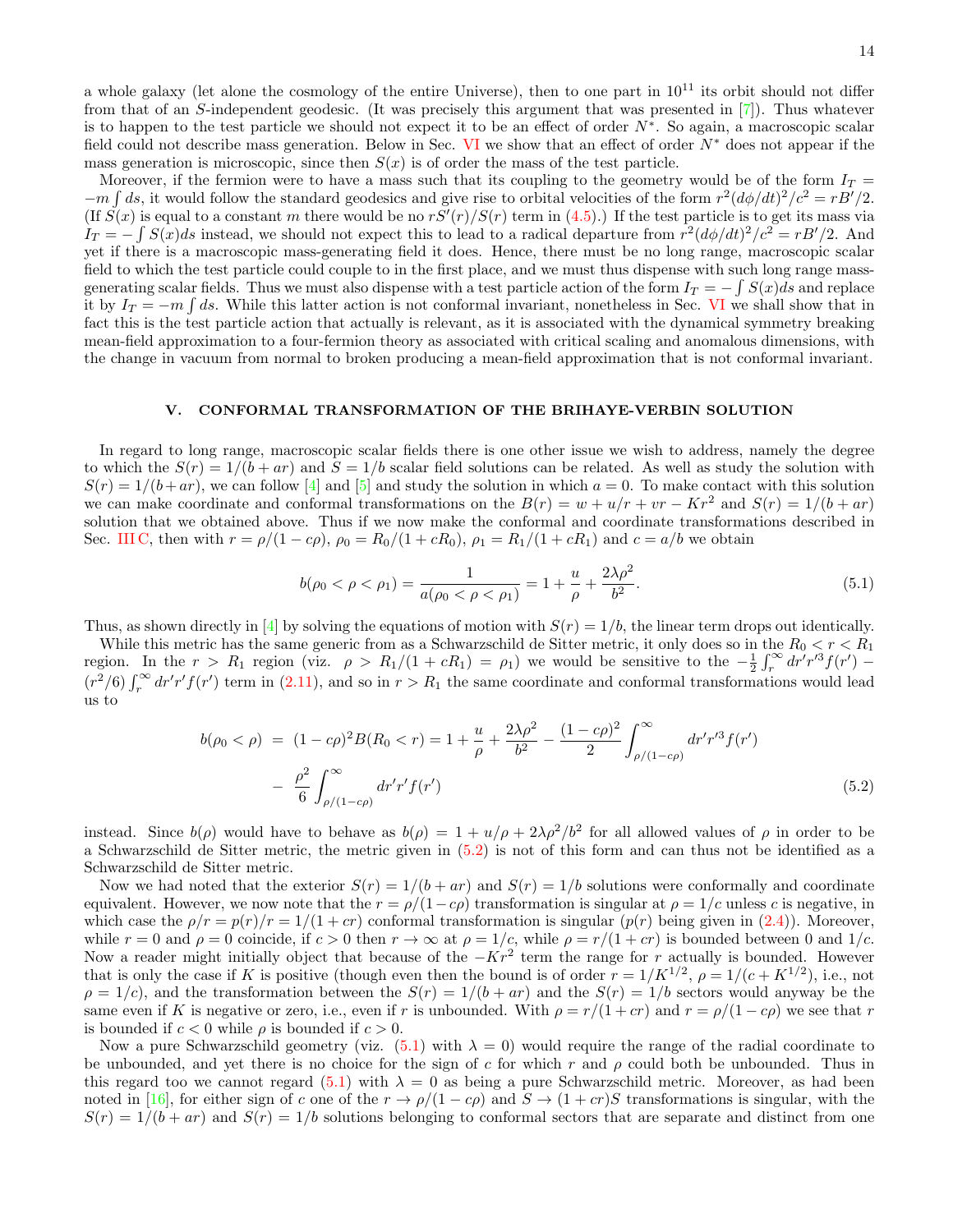a whole galaxy (let alone the cosmology of the entire Universe), then to one part in $10^{11}$ its orbit should not differ from that of an $S$-independent geodesic. (It was precisely this argument that was presented in [7]). Thus whatever is to happen to the test particle we should not expect it to be an effect of order $N^*$. So again, a macroscopic scalar field could not describe mass generation. Below in Sec. VI we show that an effect of order $N^*$ does not appear if the mass generation is microscopic, since then $S(x)$ is of order the mass of the test particle.

Moreover, if the fermion were to have a mass such that its coupling to the geometry would be of the form $I_T = -m\int ds$, it would follow the standard geodesics and give rise to orbital velocities of the form $r^2(d\phi/dt)^2/c^2 = rB'/2$. (If $S(x)$ is equal to a constant $m$ there would be no $rS'(r)/S(r)$ term in (4.5).) If the test particle is to get its mass via $I_T = -\int S(x)ds$ instead, we should not expect this to lead to a radical departure from $r^2(d\phi/dt)^2/c^2 = rB'/2$. And yet if there is a macroscopic mass-generating field it does. Hence, there must be no long range, macroscopic scalar field to which the test particle could couple to in the first place, and we must thus dispense with such long range mass-generating scalar fields. Thus we must also dispense with a test particle action of the form $I_T = -\int S(x)ds$ and replace it by $I_T = -m\int ds$. While this latter action is not conformal invariant, nonetheless in Sec. VI we shall show that in fact this is the test particle action that actually is relevant, as it is associated with the dynamical symmetry breaking mean-field approximation to a four-fermion theory as associated with critical scaling and anomalous dimensions, with the change in vacuum from normal to broken producing a mean-field approximation that is not conformal invariant.

## V. CONFORMAL TRANSFORMATION OF THE BRIHAYE-VERBIN SOLUTION

In regard to long range, macroscopic scalar fields there is one other issue we wish to address, namely the degree to which the $S(r) = 1/(b + ar)$ and $S = 1/b$ scalar field solutions can be related. As well as study the solution with $S(r) = 1/(b+ar)$, we can follow [4] and [5] and study the solution in which $a = 0$. To make contact with this solution we can make coordinate and conformal transformations on the $B(r) = w + u/r + vr - Kr^2$ and $S(r) = 1/(b + ar)$ solution that we obtained above. Thus if we now make the conformal and coordinate transformations described in Sec. III C, then with $r = \rho/(1 - c\rho)$, $\rho_0 = R_0/(1 + cR_0)$, $\rho_1 = R_1/(1 + cR_1)$ and $c = a/b$ we obtain

$$
b(\rho_0 < \rho < \rho_1) = \frac{1}{a(\rho_0 < \rho < \rho_1)} = 1 + \frac{u}{\rho} + \frac{2\lambda\rho^2}{b^2}. \tag{5.1}
$$

Thus, as shown directly in [4] by solving the equations of motion with $S(r) = 1/b$, the linear term drops out identically.

While this metric has the same generic from as a Schwarzschild de Sitter metric, it only does so in the $R_0 < r < R_1$ region. In the $r > R_1$ region (viz. $\rho > R_1/(1 + cR_1) = \rho_1$) we would be sensitive to the $-\frac{1}{2}\int_r^\infty dr'r'^3f(r') - (r^2/6)\int_r^\infty dr'r'f(r')$ term in (2.11), and so in $r > R_1$ the same coordinate and conformal transformations would lead us to

$$
\begin{aligned}
b(\rho_0 < \rho) &= (1 - c\rho)^2 B(R_0 < r) = 1 + \frac{u}{\rho} + \frac{2\lambda\rho^2}{b^2} - \frac{(1 - c\rho)^2}{2}\int_{\rho/(1-c\rho)}^\infty dr'r'^3f(r') \\
&- \frac{\rho^2}{6}\int_{\rho/(1-c\rho)}^\infty dr'r'f(r')
\end{aligned} \tag{5.2}
$$

instead. Since $b(\rho)$ would have to behave as $b(\rho) = 1 + u/\rho + 2\lambda\rho^2/b^2$ for all allowed values of $\rho$ in order to be a Schwarzschild de Sitter metric, the metric given in (5.2) is not of this form and can thus not be identified as a Schwarzschild de Sitter metric.

Now we had noted that the exterior $S(r) = 1/(b + ar)$ and $S(r) = 1/b$ solutions were conformally and coordinate equivalent. However, we now note that the $r = \rho/(1 - c\rho)$ transformation is singular at $\rho = 1/c$ unless $c$ is negative, in which case the $\rho/r = p(r)/r = 1/(1 + cr)$ conformal transformation is singular ($p(r)$ being given in (2.4)). Moreover, while $r = 0$ and $\rho = 0$ coincide, if $c > 0$ then $r \to \infty$ at $\rho = 1/c$, while $\rho = r/(1 + cr)$ is bounded between 0 and $1/c$. Now a reader might initially object that because of the $-Kr^2$ term the range for $r$ actually is bounded. However that is only the case if $K$ is positive (though even then the bound is of order $r = 1/K^{1/2}$, $\rho = 1/(c + K^{1/2})$, i.e., not $\rho = 1/c$), and the transformation between the $S(r) = 1/(b + ar)$ and the $S(r) = 1/b$ sectors would anyway be the same even if $K$ is negative or zero, i.e., even if $r$ is unbounded. With $\rho = r/(1 + cr)$ and $r = \rho/(1 - c\rho)$ we see that $r$ is bounded if $c < 0$ while $\rho$ is bounded if $c > 0$.

Now a pure Schwarzschild geometry (viz. (5.1) with $\lambda = 0$) would require the range of the radial coordinate to be unbounded, and yet there is no choice for the sign of $c$ for which $r$ and $\rho$ could both be unbounded. Thus in this regard too we cannot regard (5.1) with $\lambda = 0$ as being a pure Schwarzschild metric. Moreover, as had been noted in [16], for either sign of $c$ one of the $r \to \rho/(1 - c\rho)$ and $S \to (1 + cr)S$ transformations is singular, with the $S(r) = 1/(b + ar)$ and $S(r) = 1/b$ solutions belonging to conformal sectors that are separate and distinct from one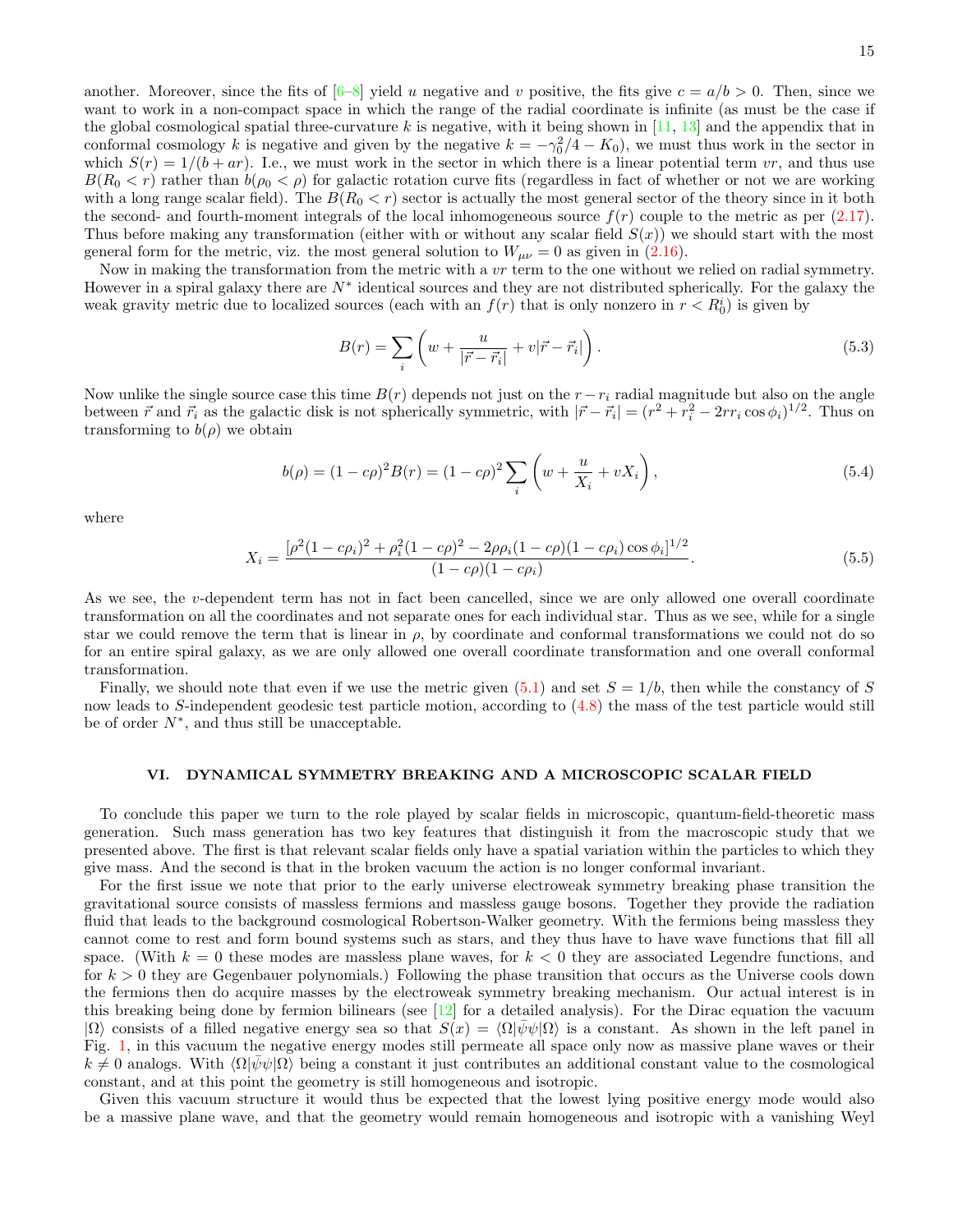another. Moreover, since the fits of [6–8] yield $u$ negative and $v$ positive, the fits give $c = a/b > 0$. Then, since we want to work in a non-compact space in which the range of the radial coordinate is infinite (as must be the case if the global cosmological spatial three-curvature $k$ is negative, with it being shown in [11, 13] and the appendix that in conformal cosmology $k$ is negative and given by the negative $k = -\gamma_0^2/4 - K_0$), we must thus work in the sector in which $S(r) = 1/(b + ar)$. I.e., we must work in the sector in which there is a linear potential term $vr$, and thus use $B(R_0 < r)$ rather than $b(\rho_0 < \rho)$ for galactic rotation curve fits (regardless in fact of whether or not we are working with a long range scalar field). The $B(R_0 < r)$ sector is actually the most general sector of the theory since in it both the second- and fourth-moment integrals of the local inhomogeneous source $f(r)$ couple to the metric as per (2.17). Thus before making any transformation (either with or without any scalar field $S(x)$) we should start with the most general form for the metric, viz. the most general solution to $W_{\mu\nu} = 0$ as given in (2.16).

Now in making the transformation from the metric with a $vr$ term to the one without we relied on radial symmetry. However in a spiral galaxy there are $N^*$ identical sources and they are not distributed spherically. For the galaxy the weak gravity metric due to localized sources (each with an $f(r)$ that is only nonzero in $r < R_0^i$) is given by

$$B(r) = \sum_i \left( w + \frac{u}{|\vec{r} - \vec{r}_i|} + v|\vec{r} - \vec{r}_i| \right). \tag{5.3}$$

Now unlike the single source case this time $B(r)$ depends not just on the $r - r_i$ radial magnitude but also on the angle between $\vec{r}$ and $\vec{r}_i$ as the galactic disk is not spherically symmetric, with $|\vec{r} - \vec{r}_i| = (r^2 + r_i^2 - 2rr_i \cos\phi_i)^{1/2}$. Thus on transforming to $b(\rho)$ we obtain

$$b(\rho) = (1 - c\rho)^2 B(r) = (1 - c\rho)^2 \sum_i \left( w + \frac{u}{X_i} + vX_i \right), \tag{5.4}$$

where

$$X_i = \frac{[\rho^2(1 - c\rho_i)^2 + \rho_i^2(1 - c\rho)^2 - 2\rho\rho_i(1 - c\rho)(1 - c\rho_i)\cos\phi_i]^{1/2}}{(1 - c\rho)(1 - c\rho_i)}. \tag{5.5}$$

As we see, the $v$-dependent term has not in fact been cancelled, since we are only allowed one overall coordinate transformation on all the coordinates and not separate ones for each individual star. Thus as we see, while for a single star we could remove the term that is linear in $\rho$, by coordinate and conformal transformations we could not do so for an entire spiral galaxy, as we are only allowed one overall coordinate transformation and one overall conformal transformation.

Finally, we should note that even if we use the metric given (5.1) and set $S = 1/b$, then while the constancy of $S$ now leads to $S$-independent geodesic test particle motion, according to (4.8) the mass of the test particle would still be of order $N^*$, and thus still be unacceptable.

## VI. DYNAMICAL SYMMETRY BREAKING AND A MICROSCOPIC SCALAR FIELD

To conclude this paper we turn to the role played by scalar fields in microscopic, quantum-field-theoretic mass generation. Such mass generation has two key features that distinguish it from the macroscopic study that we presented above. The first is that relevant scalar fields only have a spatial variation within the particles to which they give mass. And the second is that in the broken vacuum the action is no longer conformal invariant.

For the first issue we note that prior to the early universe electroweak symmetry breaking phase transition the gravitational source consists of massless fermions and massless gauge bosons. Together they provide the radiation fluid that leads to the background cosmological Robertson-Walker geometry. With the fermions being massless they cannot come to rest and form bound systems such as stars, and they thus have to have wave functions that fill all space. (With $k = 0$ these modes are massless plane waves, for $k < 0$ they are associated Legendre functions, and for $k > 0$ they are Gegenbauer polynomials.) Following the phase transition that occurs as the Universe cools down the fermions then do acquire masses by the electroweak symmetry breaking mechanism. Our actual interest is in this breaking being done by fermion bilinears (see [12] for a detailed analysis). For the Dirac equation the vacuum $|\Omega\rangle$ consists of a filled negative energy sea so that $S(x) = \langle\Omega|\bar{\psi}\psi|\Omega\rangle$ is a constant. As shown in the left panel in Fig. 1, in this vacuum the negative energy modes still permeate all space only now as massive plane waves or their $k \neq 0$ analogs. With $\langle\Omega|\bar{\psi}\psi|\Omega\rangle$ being a constant it just contributes an additional constant value to the cosmological constant, and at this point the geometry is still homogeneous and isotropic.

Given this vacuum structure it would thus be expected that the lowest lying positive energy mode would also be a massive plane wave, and that the geometry would remain homogeneous and isotropic with a vanishing Weyl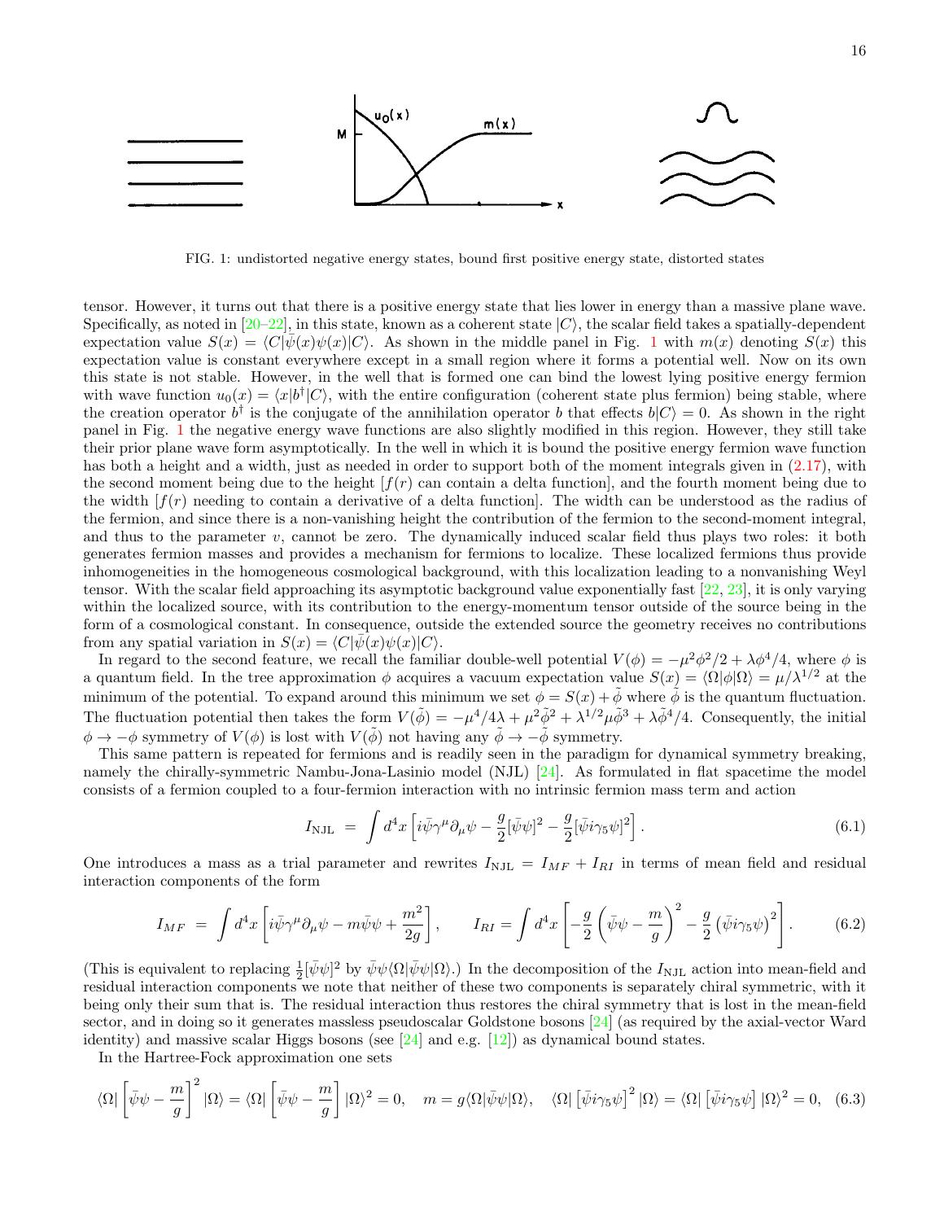FIG. 1: undistorted negative energy states, bound first positive energy state, distorted states

tensor. However, it turns out that there is a positive energy state that lies lower in energy than a massive plane wave. Specifically, as noted in [20–22], in this state, known as a coherent state $|C\rangle$, the scalar field takes a spatially-dependent expectation value $S(x) = \langle C|\bar{\psi}(x)\psi(x)|C\rangle$. As shown in the middle panel in Fig. 1 with $m(x)$ denoting $S(x)$ this expectation value is constant everywhere except in a small region where it forms a potential well. Now on its own this state is not stable. However, in the well that is formed one can bind the lowest lying positive energy fermion with wave function $u_0(x) = \langle x|b^\dagger|C\rangle$, with the entire configuration (coherent state plus fermion) being stable, where the creation operator $b^\dagger$ is the conjugate of the annihilation operator $b$ that effects $b|C\rangle = 0$. As shown in the right panel in Fig. 1 the negative energy wave functions are also slightly modified in this region. However, they still take their prior plane wave form asymptotically. In the well in which it is bound the positive energy fermion wave function has both a height and a width, just as needed in order to support both of the moment integrals given in (2.17), with the second moment being due to the height [$f(r)$ can contain a delta function], and the fourth moment being due to the width [$f(r)$ needing to contain a derivative of a delta function]. The width can be understood as the radius of the fermion, and since there is a non-vanishing height the contribution of the fermion to the second-moment integral, and thus to the parameter $v$, cannot be zero. The dynamically induced scalar field thus plays two roles: it both generates fermion masses and provides a mechanism for fermions to localize. These localized fermions thus provide inhomogeneities in the homogeneous cosmological background, with this localization leading to a nonvanishing Weyl tensor. With the scalar field approaching its asymptotic background value exponentially fast [22, 23], it is only varying within the localized source, with its contribution to the energy-momentum tensor outside of the source being in the form of a cosmological constant. In consequence, outside the extended source the geometry receives no contributions from any spatial variation in $S(x) = \langle C|\bar{\psi}(x)\psi(x)|C\rangle$.

In regard to the second feature, we recall the familiar double-well potential $V(\phi) = -\mu^2\phi^2/2 + \lambda\phi^4/4$, where $\phi$ is a quantum field. In the tree approximation $\phi$ acquires a vacuum expectation value $S(x) = \langle\Omega|\phi|\Omega\rangle = \mu/\lambda^{1/2}$ at the minimum of the potential. To expand around this minimum we set $\phi = S(x) + \tilde{\phi}$ where $\tilde{\phi}$ is the quantum fluctuation. The fluctuation potential then takes the form $V(\tilde{\phi}) = -\mu^4/4\lambda + \mu^2\tilde{\phi}^2 + \lambda^{1/2}\mu\tilde{\phi}^3 + \lambda\tilde{\phi}^4/4$. Consequently, the initial $\phi \to -\phi$ symmetry of $V(\phi)$ is lost with $V(\tilde{\phi})$ not having any $\tilde{\phi} \to -\tilde{\phi}$ symmetry.

This same pattern is repeated for fermions and is readily seen in the paradigm for dynamical symmetry breaking, namely the chirally-symmetric Nambu-Jona-Lasinio model (NJL) [24]. As formulated in flat spacetime the model consists of a fermion coupled to a four-fermion interaction with no intrinsic fermion mass term and action

$$I_{\rm NJL} = \int d^4x \left[ i\bar{\psi}\gamma^\mu\partial_\mu\psi - \frac{g}{2}[\bar{\psi}\psi]^2 - \frac{g}{2}[\bar{\psi}i\gamma_5\psi]^2 \right]. \tag{6.1}$$

One introduces a mass as a trial parameter and rewrites $I_{\rm NJL} = I_{MF} + I_{RI}$ in terms of mean field and residual interaction components of the form

$$I_{MF} = \int d^4x \left[ i\bar{\psi}\gamma^\mu\partial_\mu\psi - m\bar{\psi}\psi + \frac{m^2}{2g} \right], \qquad I_{RI} = \int d^4x \left[ -\frac{g}{2}\left(\bar{\psi}\psi - \frac{m}{g}\right)^2 - \frac{g}{2}\left(\bar{\psi}i\gamma_5\psi\right)^2 \right]. \tag{6.2}$$

(This is equivalent to replacing $\frac{1}{2}[\bar{\psi}\psi]^2$ by $\bar{\psi}\psi\langle\Omega|\bar{\psi}\psi|\Omega\rangle$.) In the decomposition of the $I_{\rm NJL}$ action into mean-field and residual interaction components we note that neither of these two components is separately chiral symmetric, with it being only their sum that is. The residual interaction thus restores the chiral symmetry that is lost in the mean-field sector, and in doing so it generates massless pseudoscalar Goldstone bosons [24] (as required by the axial-vector Ward identity) and massive scalar Higgs bosons (see [24] and e.g. [12]) as dynamical bound states.

In the Hartree-Fock approximation one sets

$$\langle\Omega|\left[\bar{\psi}\psi - \frac{m}{g}\right]^2|\Omega\rangle = \langle\Omega|\left[\bar{\psi}\psi - \frac{m}{g}\right]|\Omega\rangle^2 = 0, \quad m = g\langle\Omega|\bar{\psi}\psi|\Omega\rangle, \quad \langle\Omega|\left[\bar{\psi}i\gamma_5\psi\right]^2|\Omega\rangle = \langle\Omega|\left[\bar{\psi}i\gamma_5\psi\right]|\Omega\rangle^2 = 0, \tag{6.3}$$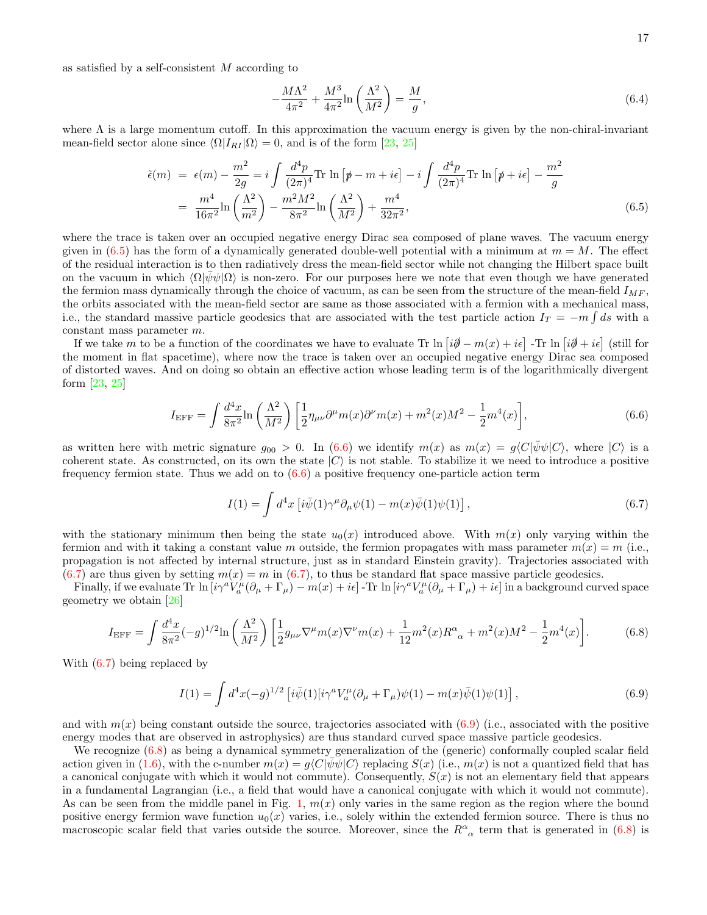as satisfied by a self-consistent $M$ according to

$$-\frac{M\Lambda^2}{4\pi^2}+\frac{M^3}{4\pi^2}\ln\left(\frac{\Lambda^2}{M^2}\right)=\frac{M}{g}, \tag{6.4}$$

where $\Lambda$ is a large momentum cutoff. In this approximation the vacuum energy is given by the non-chiral-invariant mean-field sector alone since $\langle\Omega|I_{RI}|\Omega\rangle=0$, and is of the form [23, 25]

$$\begin{aligned}
\tilde{\epsilon}(m) &= \epsilon(m)-\frac{m^2}{2g}=i\int\frac{d^4p}{(2\pi)^4}\mathrm{Tr}\ \ln\left[\not{p}-m+i\epsilon\right]-i\int\frac{d^4p}{(2\pi)^4}\mathrm{Tr}\ \ln\left[\not{p}+i\epsilon\right]-\frac{m^2}{g} \\
&= \frac{m^4}{16\pi^2}\ln\left(\frac{\Lambda^2}{m^2}\right)-\frac{m^2M^2}{8\pi^2}\ln\left(\frac{\Lambda^2}{M^2}\right)+\frac{m^4}{32\pi^2},
\end{aligned} \tag{6.5}$$

where the trace is taken over an occupied negative energy Dirac sea composed of plane waves. The vacuum energy given in (6.5) has the form of a dynamically generated double-well potential with a minimum at $m=M$. The effect of the residual interaction is to then radiatively dress the mean-field sector while not changing the Hilbert space built on the vacuum in which $\langle\Omega|\bar{\psi}\psi|\Omega\rangle$ is non-zero. For our purposes here we note that even though we have generated the fermion mass dynamically through the choice of vacuum, as can be seen from the structure of the mean-field $I_{MF}$, the orbits associated with the mean-field sector are same as those associated with a fermion with a mechanical mass, i.e., the standard massive particle geodesics that are associated with the test particle action $I_T=-m\int ds$ with a constant mass parameter $m$.

If we take $m$ to be a function of the coordinates we have to evaluate Tr ln $\left[i\not{\partial}-m(x)+i\epsilon\right]$ -Tr ln $\left[i\not{\partial}+i\epsilon\right]$ (still for the moment in flat spacetime), where now the trace is taken over an occupied negative energy Dirac sea composed of distorted waves. And on doing so obtain an effective action whose leading term is of the logarithmically divergent form [23, 25]

$$I_{\rm EFF}=\int\frac{d^4x}{8\pi^2}\ln\left(\frac{\Lambda^2}{M^2}\right)\left[\frac{1}{2}\eta_{\mu\nu}\partial^\mu m(x)\partial^\nu m(x)+m^2(x)M^2-\frac{1}{2}m^4(x)\right], \tag{6.6}$$

as written here with metric signature $g_{00}>0$. In (6.6) we identify $m(x)$ as $m(x)=g\langle C|\bar{\psi}\psi|C\rangle$, where $|C\rangle$ is a coherent state. As constructed, on its own the state $|C\rangle$ is not stable. To stabilize it we need to introduce a positive frequency fermion state. Thus we add on to (6.6) a positive frequency one-particle action term

$$I(1)=\int d^4x\left[i\bar{\psi}(1)\gamma^\mu\partial_\mu\psi(1)-m(x)\bar{\psi}(1)\psi(1)\right], \tag{6.7}$$

with the stationary minimum then being the state $u_0(x)$ introduced above. With $m(x)$ only varying within the fermion and with it taking a constant value $m$ outside, the fermion propagates with mass parameter $m(x)=m$ (i.e., propagation is not affected by internal structure, just as in standard Einstein gravity). Trajectories associated with (6.7) are thus given by setting $m(x)=m$ in (6.7), to thus be standard flat space massive particle geodesics.

Finally, if we evaluate Tr ln $[i\gamma^aV^\mu_a(\partial_\mu+\Gamma_\mu)-m(x)+i\epsilon]$ -Tr ln $[i\gamma^aV^\mu_a(\partial_\mu+\Gamma_\mu)+i\epsilon]$ in a background curved space geometry we obtain [26]

$$I_{\rm EFF}=\int\frac{d^4x}{8\pi^2}(-g)^{1/2}\ln\left(\frac{\Lambda^2}{M^2}\right)\left[\frac{1}{2}g_{\mu\nu}\nabla^\mu m(x)\nabla^\nu m(x)+\frac{1}{12}m^2(x)R^\alpha{}_\alpha+m^2(x)M^2-\frac{1}{2}m^4(x)\right]. \tag{6.8}$$

With (6.7) being replaced by

$$I(1)=\int d^4x(-g)^{1/2}\left[i\bar{\psi}(1)[i\gamma^aV^\mu_a(\partial_\mu+\Gamma_\mu)\psi(1)-m(x)\bar{\psi}(1)\psi(1)\right], \tag{6.9}$$

and with $m(x)$ being constant outside the source, trajectories associated with (6.9) (i.e., associated with the positive energy modes that are observed in astrophysics) are thus standard curved space massive particle geodesics.

We recognize (6.8) as being a dynamical symmetry generalization of the (generic) conformally coupled scalar field action given in (1.6), with the c-number $m(x)=g\langle C|\bar{\psi}\psi|C\rangle$ replacing $S(x)$ (i.e., $m(x)$ is not a quantized field that has a canonical conjugate with which it would not commute). Consequently, $S(x)$ is not an elementary field that appears in a fundamental Lagrangian (i.e., a field that would have a canonical conjugate with which it would not commute). As can be seen from the middle panel in Fig. 1, $m(x)$ only varies in the same region as the region where the bound positive energy fermion wave function $u_0(x)$ varies, i.e., solely within the extended fermion source. There is thus no macroscopic scalar field that varies outside the source. Moreover, since the $R^\alpha{}_\alpha$ term that is generated in (6.8) is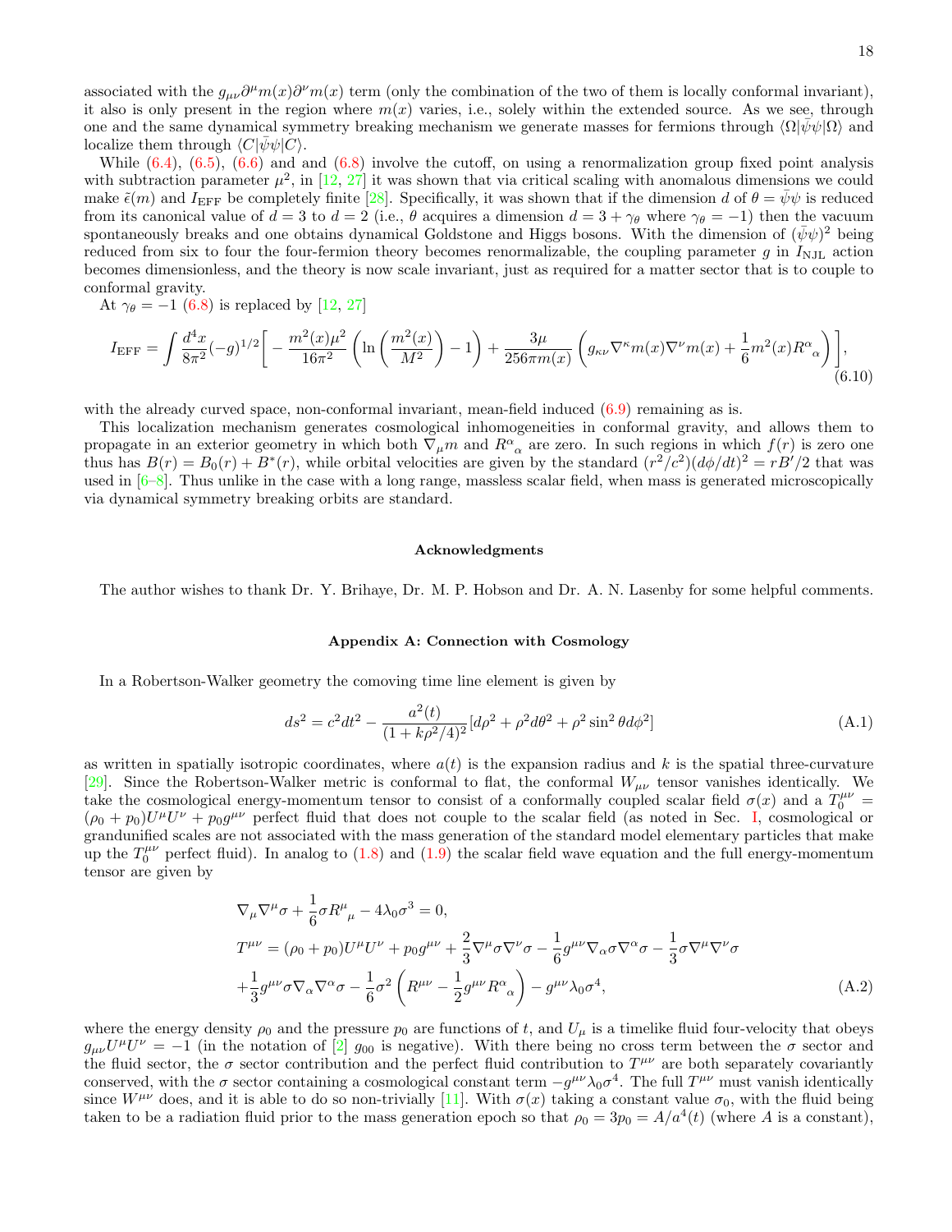associated with the $g_{\mu\nu}\partial^\mu m(x)\partial^\nu m(x)$ term (only the combination of the two of them is locally conformal invariant), it also is only present in the region where $m(x)$ varies, i.e., solely within the extended source. As we see, through one and the same dynamical symmetry breaking mechanism we generate masses for fermions through $\langle\Omega|\bar{\psi}\psi|\Omega\rangle$ and localize them through $\langle C|\bar{\psi}\psi|C\rangle$.

While (6.4), (6.5), (6.6) and and (6.8) involve the cutoff, on using a renormalization group fixed point analysis with subtraction parameter $\mu^2$, in [12, 27] it was shown that via critical scaling with anomalous dimensions we could make $\tilde{\epsilon}(m)$ and $I_{\rm EFF}$ be completely finite [28]. Specifically, it was shown that if the dimension $d$ of $\theta=\bar{\psi}\psi$ is reduced from its canonical value of $d=3$ to $d=2$ (i.e., $\theta$ acquires a dimension $d=3+\gamma_\theta$ where $\gamma_\theta=-1$) then the vacuum spontaneously breaks and one obtains dynamical Goldstone and Higgs bosons. With the dimension of $(\bar{\psi}\psi)^2$ being reduced from six to four the four-fermion theory becomes renormalizable, the coupling parameter $g$ in $I_{\rm NJL}$ action becomes dimensionless, and the theory is now scale invariant, just as required for a matter sector that is to couple to conformal gravity.

At $\gamma_\theta=-1$ (6.8) is replaced by [12, 27]

$$I_{\rm EFF}=\int\frac{d^4x}{8\pi^2}(-g)^{1/2}\bigg[-\frac{m^2(x)\mu^2}{16\pi^2}\left(\ln\left(\frac{m^2(x)}{M^2}\right)-1\right)+\frac{3\mu}{256\pi m(x)}\left(g_{\kappa\nu}\nabla^\kappa m(x)\nabla^\nu m(x)+\frac{1}{6}m^2(x)R^\alpha{}_\alpha\right)\bigg],\tag{6.10}$$

with the already curved space, non-conformal invariant, mean-field induced (6.9) remaining as is.

This localization mechanism generates cosmological inhomogeneities in conformal gravity, and allows them to propagate in an exterior geometry in which both $\nabla_\mu m$ and $R^\alpha{}_\alpha$ are zero. In such regions in which $f(r)$ is zero one thus has $B(r)=B_0(r)+B^*(r)$, while orbital velocities are given by the standard $(r^2/c^2)(d\phi/dt)^2=rB'/2$ that was used in [6–8]. Thus unlike in the case with a long range, massless scalar field, when mass is generated microscopically via dynamical symmetry breaking orbits are standard.

### Acknowledgments

The author wishes to thank Dr. Y. Brihaye, Dr. M. P. Hobson and Dr. A. N. Lasenby for some helpful comments.

### Appendix A: Connection with Cosmology

In a Robertson-Walker geometry the comoving time line element is given by

$$ds^2=c^2dt^2-\frac{a^2(t)}{(1+k\rho^2/4)^2}[d\rho^2+\rho^2d\theta^2+\rho^2\sin^2\theta d\phi^2]\tag{A.1}$$

as written in spatially isotropic coordinates, where $a(t)$ is the expansion radius and $k$ is the spatial three-curvature [29]. Since the Robertson-Walker metric is conformal to flat, the conformal $W_{\mu\nu}$ tensor vanishes identically. We take the cosmological energy-momentum tensor to consist of a conformally coupled scalar field $\sigma(x)$ and a $T_0^{\mu\nu}=(\rho_0+p_0)U^\mu U^\nu+p_0g^{\mu\nu}$ perfect fluid that does not couple to the scalar field (as noted in Sec. I, cosmological or grandunified scales are not associated with the mass generation of the standard model elementary particles that make up the $T_0^{\mu\nu}$ perfect fluid). In analog to (1.8) and (1.9) the scalar field wave equation and the full energy-momentum tensor are given by

$$\begin{aligned}
&\nabla_\mu\nabla^\mu\sigma+\frac{1}{6}\sigma R^\mu{}_\mu-4\lambda_0\sigma^3=0,\\
&T^{\mu\nu}=(\rho_0+p_0)U^\mu U^\nu+p_0g^{\mu\nu}+\frac{2}{3}\nabla^\mu\sigma\nabla^\nu\sigma-\frac{1}{6}g^{\mu\nu}\nabla_\alpha\sigma\nabla^\alpha\sigma-\frac{1}{3}\sigma\nabla^\mu\nabla^\nu\sigma\\
&+\frac{1}{3}g^{\mu\nu}\sigma\nabla_\alpha\nabla^\alpha\sigma-\frac{1}{6}\sigma^2\left(R^{\mu\nu}-\frac{1}{2}g^{\mu\nu}R^\alpha{}_\alpha\right)-g^{\mu\nu}\lambda_0\sigma^4,
\end{aligned}\tag{A.2}$$

where the energy density $\rho_0$ and the pressure $p_0$ are functions of $t$, and $U_\mu$ is a timelike fluid four-velocity that obeys $g_{\mu\nu}U^\mu U^\nu=-1$ (in the notation of [2] $g_{00}$ is negative). With there being no cross term between the $\sigma$ sector and the fluid sector, the $\sigma$ sector contribution and the perfect fluid contribution to $T^{\mu\nu}$ are both separately covariantly conserved, with the $\sigma$ sector containing a cosmological constant term $-g^{\mu\nu}\lambda_0\sigma^4$. The full $T^{\mu\nu}$ must vanish identically since $W^{\mu\nu}$ does, and it is able to do so non-trivially [11]. With $\sigma(x)$ taking a constant value $\sigma_0$, with the fluid being taken to be a radiation fluid prior to the mass generation epoch so that $\rho_0=3p_0=A/a^4(t)$ (where $A$ is a constant),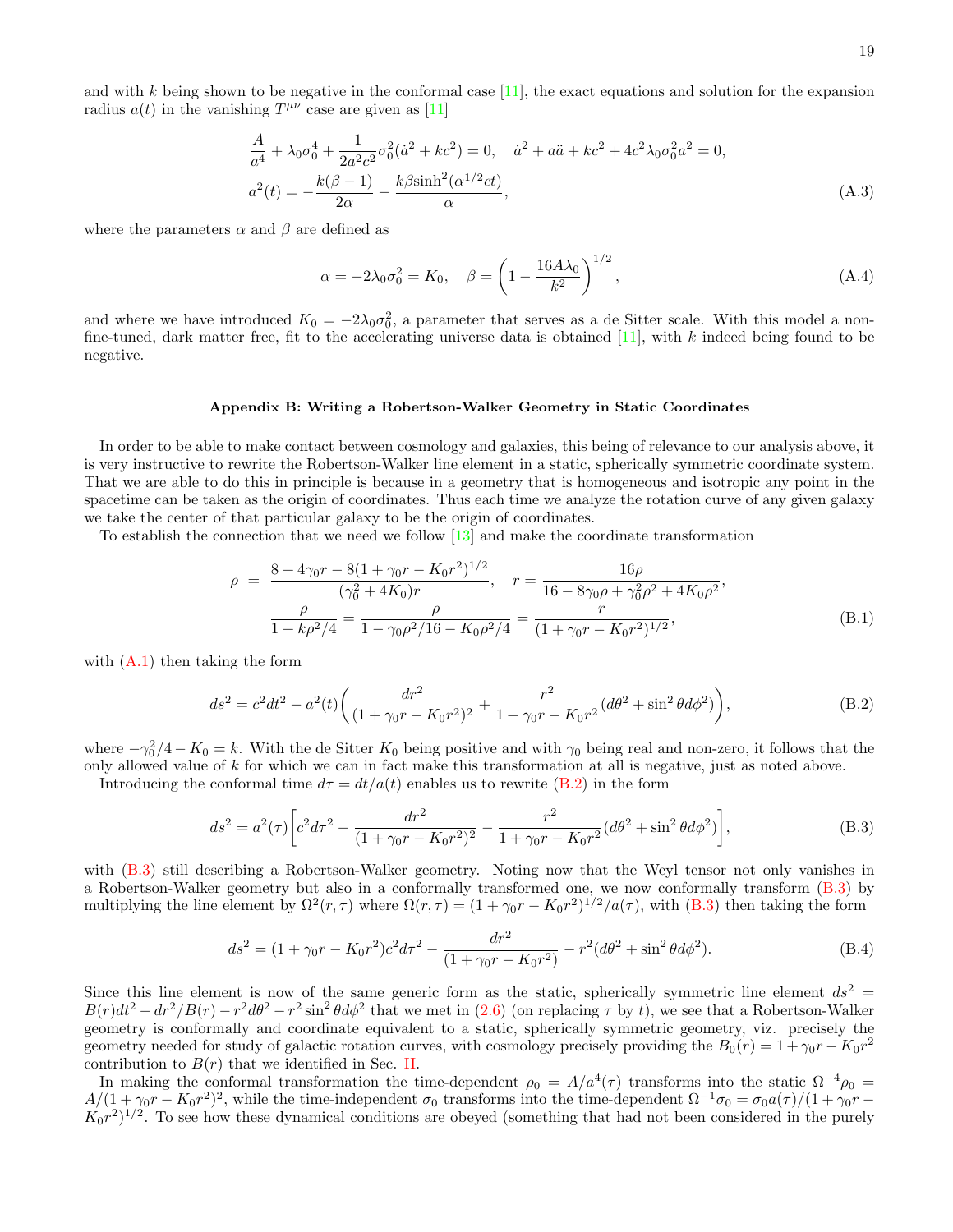and with $k$ being shown to be negative in the conformal case [11], the exact equations and solution for the expansion radius $a(t)$ in the vanishing $T^{\mu\nu}$ case are given as [11]

$$
\frac{A}{a^4} + \lambda_0 \sigma_0^4 + \frac{1}{2a^2c^2}\sigma_0^2(\dot{a}^2 + kc^2) = 0, \quad \dot{a}^2 + a\ddot{a} + kc^2 + 4c^2\lambda_0\sigma_0^2 a^2 = 0,
$$
$$
a^2(t) = -\frac{k(\beta - 1)}{2\alpha} - \frac{k\beta \sinh^2(\alpha^{1/2}ct)}{\alpha}, \tag{A.3}
$$

where the parameters $\alpha$ and $\beta$ are defined as

$$
\alpha = -2\lambda_0\sigma_0^2 = K_0, \quad \beta = \left(1 - \frac{16A\lambda_0}{k^2}\right)^{1/2}, \tag{A.4}
$$

and where we have introduced $K_0 = -2\lambda_0\sigma_0^2$, a parameter that serves as a de Sitter scale. With this model a non-fine-tuned, dark matter free, fit to the accelerating universe data is obtained [11], with $k$ indeed being found to be negative.

### Appendix B: Writing a Robertson-Walker Geometry in Static Coordinates

In order to be able to make contact between cosmology and galaxies, this being of relevance to our analysis above, it is very instructive to rewrite the Robertson-Walker line element in a static, spherically symmetric coordinate system. That we are able to do this in principle is because in a geometry that is homogeneous and isotropic any point in the spacetime can be taken as the origin of coordinates. Thus each time we analyze the rotation curve of any given galaxy we take the center of that particular galaxy to be the origin of coordinates.

To establish the connection that we need we follow [13] and make the coordinate transformation

$$
\rho = \frac{8 + 4\gamma_0 r - 8(1 + \gamma_0 r - K_0 r^2)^{1/2}}{(\gamma_0^2 + 4K_0)r}, \quad r = \frac{16\rho}{16 - 8\gamma_0\rho + \gamma_0^2\rho^2 + 4K_0\rho^2},
$$
$$
\frac{\rho}{1 + k\rho^2/4} = \frac{\rho}{1 - \gamma_0\rho^2/16 - K_0\rho^2/4} = \frac{r}{(1 + \gamma_0 r - K_0 r^2)^{1/2}}, \tag{B.1}
$$

with (A.1) then taking the form

$$
ds^2 = c^2dt^2 - a^2(t)\left(\frac{dr^2}{(1 + \gamma_0 r - K_0 r^2)^2} + \frac{r^2}{1 + \gamma_0 r - K_0 r^2}(d\theta^2 + \sin^2\theta d\phi^2)\right), \tag{B.2}
$$

where $-\gamma_0^2/4 - K_0 = k$. With the de Sitter $K_0$ being positive and with $\gamma_0$ being real and non-zero, it follows that the only allowed value of $k$ for which we can in fact make this transformation at all is negative, just as noted above.

Introducing the conformal time $d\tau = dt/a(t)$ enables us to rewrite (B.2) in the form

$$
ds^2 = a^2(\tau)\left[c^2d\tau^2 - \frac{dr^2}{(1 + \gamma_0 r - K_0 r^2)^2} - \frac{r^2}{1 + \gamma_0 r - K_0 r^2}(d\theta^2 + \sin^2\theta d\phi^2)\right], \tag{B.3}
$$

with (B.3) still describing a Robertson-Walker geometry. Noting now that the Weyl tensor not only vanishes in a Robertson-Walker geometry but also in a conformally transformed one, we now conformally transform (B.3) by multiplying the line element by $\Omega^2(r,\tau)$ where $\Omega(r,\tau) = (1 + \gamma_0 r - K_0 r^2)^{1/2}/a(\tau)$, with (B.3) then taking the form

$$
ds^2 = (1 + \gamma_0 r - K_0 r^2)c^2d\tau^2 - \frac{dr^2}{(1 + \gamma_0 r - K_0 r^2)} - r^2(d\theta^2 + \sin^2\theta d\phi^2). \tag{B.4}
$$

Since this line element is now of the same generic form as the static, spherically symmetric line element $ds^2 = B(r)dt^2 - dr^2/B(r) - r^2d\theta^2 - r^2\sin^2\theta d\phi^2$ that we met in (2.6) (on replacing $\tau$ by $t$), we see that a Robertson-Walker geometry is conformally and coordinate equivalent to a static, spherically symmetric geometry, viz. precisely the geometry needed for study of galactic rotation curves, with cosmology precisely providing the $B_0(r) = 1 + \gamma_0 r - K_0 r^2$ contribution to $B(r)$ that we identified in Sec. II.

In making the conformal transformation the time-dependent $\rho_0 = A/a^4(\tau)$ transforms into the static $\Omega^{-4}\rho_0 = A/(1 + \gamma_0 r - K_0 r^2)^2$, while the time-independent $\sigma_0$ transforms into the time-dependent $\Omega^{-1}\sigma_0 = \sigma_0 a(\tau)/(1 + \gamma_0 r - K_0 r^2)^{1/2}$. To see how these dynamical conditions are obeyed (something that had not been considered in the purely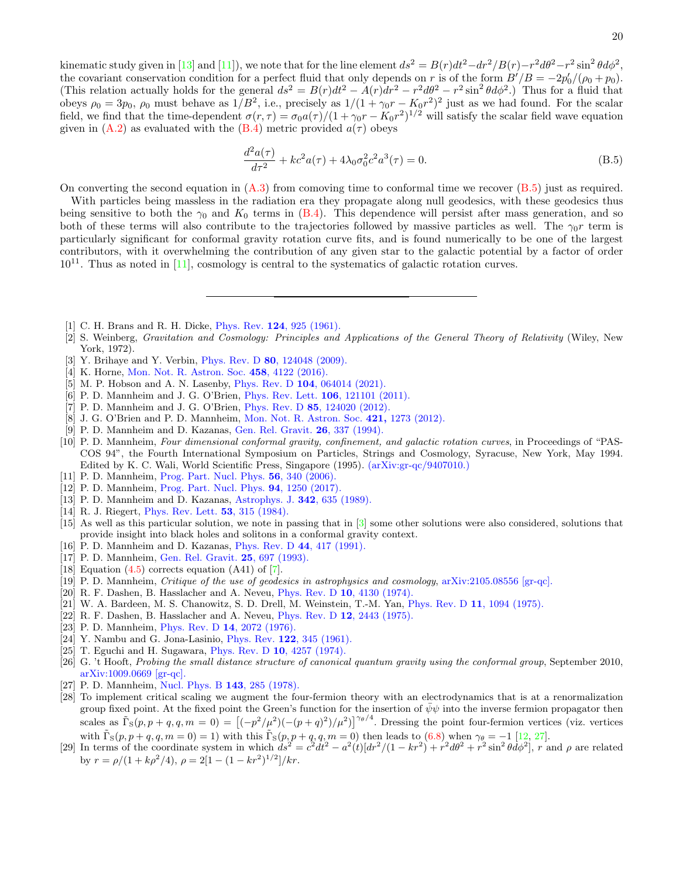kinematic study given in [13] and [11]), we note that for the line element $ds^2 = B(r)dt^2 - dr^2/B(r) - r^2 d\theta^2 - r^2 \sin^2\theta d\phi^2$, the covariant conservation condition for a perfect fluid that only depends on $r$ is of the form $B'/B = -2p_0'/(\rho_0 + p_0)$. (This relation actually holds for the general $ds^2 = B(r)dt^2 - A(r)dr^2 - r^2 d\theta^2 - r^2 \sin^2\theta d\phi^2$.) Thus for a fluid that obeys $\rho_0 = 3p_0$, $\rho_0$ must behave as $1/B^2$, i.e., precisely as $1/(1+\gamma_0 r - K_0 r^2)^2$ just as we had found. For the scalar field, we find that the time-dependent $\sigma(r,\tau) = \sigma_0 a(\tau)/(1+\gamma_0 r - K_0 r^2)^{1/2}$ will satisfy the scalar field wave equation given in (A.2) as evaluated with the (B.4) metric provided $a(\tau)$ obeys

$$\frac{d^2 a(\tau)}{d\tau^2} + kc^2 a(\tau) + 4\lambda_0 \sigma_0^2 c^2 a^3(\tau) = 0. \tag{B.5}$$

On converting the second equation in (A.3) from comoving time to conformal time we recover (B.5) just as required.

With particles being massless in the radiation era they propagate along null geodesics, with these geodesics thus being sensitive to both the $\gamma_0$ and $K_0$ terms in (B.4). This dependence will persist after mass generation, and so both of these terms will also contribute to the trajectories followed by massive particles as well. The $\gamma_0 r$ term is particularly significant for conformal gravity rotation curve fits, and is found numerically to be one of the largest contributors, with it overwhelming the contribution of any given star to the galactic potential by a factor of order $10^{11}$. Thus as noted in [11], cosmology is central to the systematics of galactic rotation curves.

---

[1] C. H. Brans and R. H. Dicke, Phys. Rev. **124**, 925 (1961).
[2] S. Weinberg, *Gravitation and Cosmology: Principles and Applications of the General Theory of Relativity* (Wiley, New York, 1972).
[3] Y. Brihaye and Y. Verbin, Phys. Rev. D **80**, 124048 (2009).
[4] K. Horne, Mon. Not. R. Astron. Soc. **458**, 4122 (2016).
[5] M. P. Hobson and A. N. Lasenby, Phys. Rev. D **104**, 064014 (2021).
[6] P. D. Mannheim and J. G. O'Brien, Phys. Rev. Lett. **106**, 121101 (2011).
[7] P. D. Mannheim and J. G. O'Brien, Phys. Rev. D **85**, 124020 (2012).
[8] J. G. O'Brien and P. D. Mannheim, Mon. Not. R. Astron. Soc. **421,** 1273 (2012).
[9] P. D. Mannheim and D. Kazanas, Gen. Rel. Gravit. **26**, 337 (1994).
[10] P. D. Mannheim, *Four dimensional conformal gravity, confinement, and galactic rotation curves*, in Proceedings of "PASCOS 94", the Fourth International Symposium on Particles, Strings and Cosmology, Syracuse, New York, May 1994. Edited by K. C. Wali, World Scientific Press, Singapore (1995). (arXiv:gr-qc/9407010.)
[11] P. D. Mannheim, Prog. Part. Nucl. Phys. **56**, 340 (2006).
[12] P. D. Mannheim, Prog. Part. Nucl. Phys. **94**, 1250 (2017).
[13] P. D. Mannheim and D. Kazanas, Astrophys. J. **342**, 635 (1989).
[14] R. J. Riegert, Phys. Rev. Lett. **53**, 315 (1984).
[15] As well as this particular solution, we note in passing that in [3] some other solutions were also considered, solutions that provide insight into black holes and solitons in a conformal gravity context.
[16] P. D. Mannheim and D. Kazanas, Phys. Rev. D **44**, 417 (1991).
[17] P. D. Mannheim, Gen. Rel. Gravit. **25**, 697 (1993).
[18] Equation (4.5) corrects equation (A41) of [7].
[19] P. D. Mannheim, *Critique of the use of geodesics in astrophysics and cosmology*, arXiv:2105.08556 [gr-qc].
[20] R. F. Dashen, B. Hasslacher and A. Neveu, Phys. Rev. D **10**, 4130 (1974).
[21] W. A. Bardeen, M. S. Chanowitz, S. D. Drell, M. Weinstein, T.-M. Yan, Phys. Rev. D **11**, 1094 (1975).
[22] R. F. Dashen, B. Hasslacher and A. Neveu, Phys. Rev. D **12**, 2443 (1975).
[23] P. D. Mannheim, Phys. Rev. D **14**, 2072 (1976).
[24] Y. Nambu and G. Jona-Lasinio, Phys. Rev. **122**, 345 (1961).
[25] T. Eguchi and H. Sugawara, Phys. Rev. D **10**, 4257 (1974).
[26] G. 't Hooft, *Probing the small distance structure of canonical quantum gravity using the conformal group*, September 2010, arXiv:1009.0669 [gr-qc].
[27] P. D. Mannheim, Nucl. Phys. B **143**, 285 (1978).
[28] To implement critical scaling we augment the four-fermion theory with an electrodynamics that is at a renormalization group fixed point. At the fixed point the Green's function for the insertion of $\bar{\psi}\psi$ into the inverse fermion propagator then scales as $\tilde{\Gamma}_{\rm S}(p,p+q,q,m=0) = \left[(-p^2/\mu^2)(-(p+q)^2)/\mu^2)\right]^{\gamma_\theta/4}$. Dressing the point four-fermion vertices (viz. vertices with $\tilde{\Gamma}_{\rm S}(p,p+q,q,m=0)=1$) with this $\tilde{\Gamma}_{\rm S}(p,p+q,q,m=0)$ then leads to (6.8) when $\gamma_\theta = -1$ [12, 27].
[29] In terms of the coordinate system in which $ds^2 = c^2dt^2 - a^2(t)[dr^2/(1-kr^2) + r^2 d\theta^2 + r^2 \sin^2\theta d\phi^2]$, $r$ and $\rho$ are related by $r = \rho/(1+k\rho^2/4)$, $\rho = 2[1-(1-kr^2)^{1/2}]/kr$.